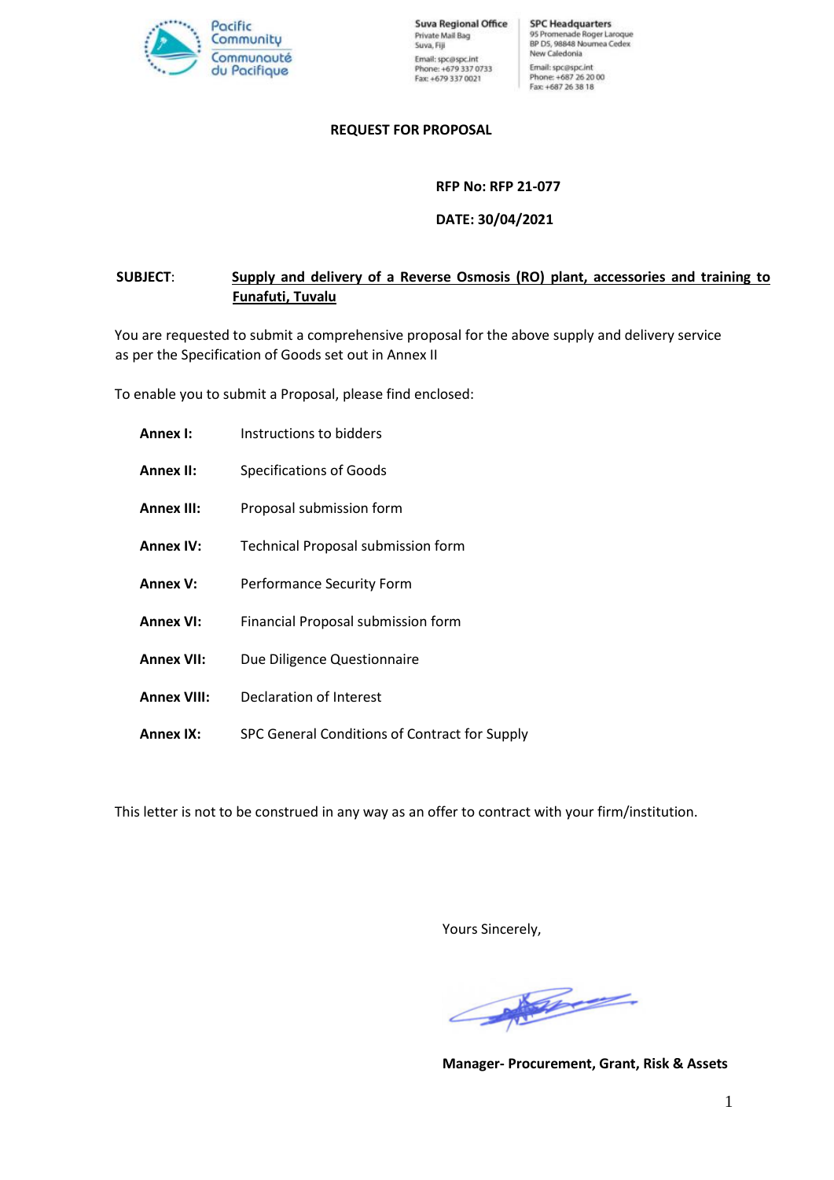Pacific Community
Communauté du Pacifique

**Suva Regional Office**
Private Mail Bag
Suva, Fiji
Email: spc@spc.int
Phone: +679 337 0733
Fax: +679 337 0021

**SPC Headquarters**
95 Promenade Roger Laroque
BP D5, 98848 Noumea Cedex
New Caledonia
Email: spc@spc.int
Phone: +687 26 20 00
Fax: +687 26 38 18

# REQUEST FOR PROPOSAL

**RFP No: RFP 21-077**

**DATE: 30/04/2021**

**SUBJECT**: **Supply and delivery of a Reverse Osmosis (RO) plant, accessories and training to Funafuti, Tuvalu**

You are requested to submit a comprehensive proposal for the above supply and delivery service as per the Specification of Goods set out in Annex II

To enable you to submit a Proposal, please find enclosed:

| | |
|---|---|
| **Annex I:** | Instructions to bidders |
| **Annex II:** | Specifications of Goods |
| **Annex III:** | Proposal submission form |
| **Annex IV:** | Technical Proposal submission form |
| **Annex V:** | Performance Security Form |
| **Annex VI:** | Financial Proposal submission form |
| **Annex VII:** | Due Diligence Questionnaire |
| **Annex VIII:** | Declaration of Interest |
| **Annex IX:** | SPC General Conditions of Contract for Supply |

This letter is not to be construed in any way as an offer to contract with your firm/institution.

Yours Sincerely,

**Manager- Procurement, Grant, Risk & Assets**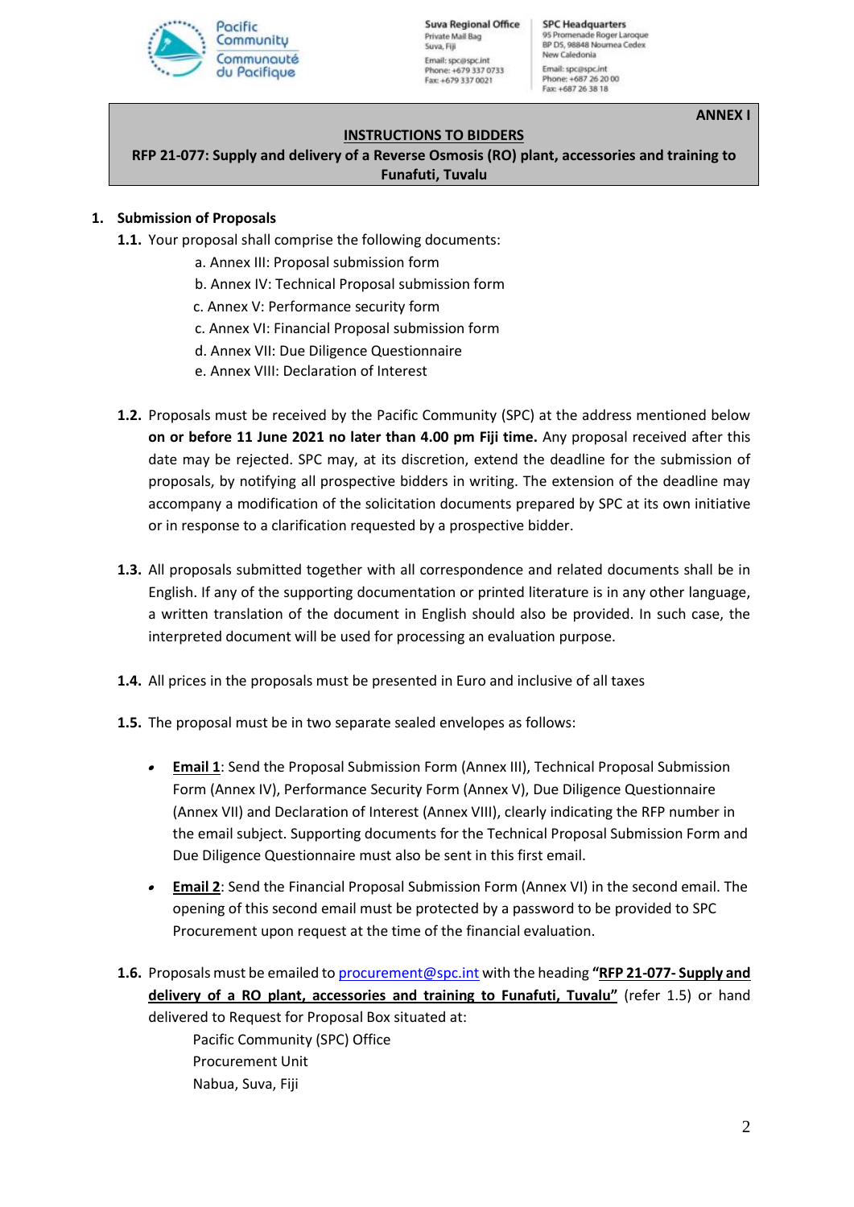ANNEX I

**INSTRUCTIONS TO BIDDERS**

**RFP 21-077: Supply and delivery of a Reverse Osmosis (RO) plant, accessories and training to Funafuti, Tuvalu**

## 1. Submission of Proposals

**1.1.** Your proposal shall comprise the following documents:

a. Annex III: Proposal submission form
b. Annex IV: Technical Proposal submission form
c. Annex V: Performance security form
c. Annex VI: Financial Proposal submission form
d. Annex VII: Due Diligence Questionnaire
e. Annex VIII: Declaration of Interest

**1.2.** Proposals must be received by the Pacific Community (SPC) at the address mentioned below **on or before 11 June 2021 no later than 4.00 pm Fiji time.** Any proposal received after this date may be rejected. SPC may, at its discretion, extend the deadline for the submission of proposals, by notifying all prospective bidders in writing. The extension of the deadline may accompany a modification of the solicitation documents prepared by SPC at its own initiative or in response to a clarification requested by a prospective bidder.

**1.3.** All proposals submitted together with all correspondence and related documents shall be in English. If any of the supporting documentation or printed literature is in any other language, a written translation of the document in English should also be provided. In such case, the interpreted document will be used for processing an evaluation purpose.

**1.4.** All prices in the proposals must be presented in Euro and inclusive of all taxes

**1.5.** The proposal must be in two separate sealed envelopes as follows:

- **Email 1**: Send the Proposal Submission Form (Annex III), Technical Proposal Submission Form (Annex IV), Performance Security Form (Annex V), Due Diligence Questionnaire (Annex VII) and Declaration of Interest (Annex VIII), clearly indicating the RFP number in the email subject. Supporting documents for the Technical Proposal Submission Form and Due Diligence Questionnaire must also be sent in this first email.
- **Email 2**: Send the Financial Proposal Submission Form (Annex VI) in the second email. The opening of this second email must be protected by a password to be provided to SPC Procurement upon request at the time of the financial evaluation.

**1.6.** Proposals must be emailed to procurement@spc.int with the heading **"RFP 21-077- Supply and delivery of a RO plant, accessories and training to Funafuti, Tuvalu"** (refer 1.5) or hand delivered to Request for Proposal Box situated at:

Pacific Community (SPC) Office
Procurement Unit
Nabua, Suva, Fiji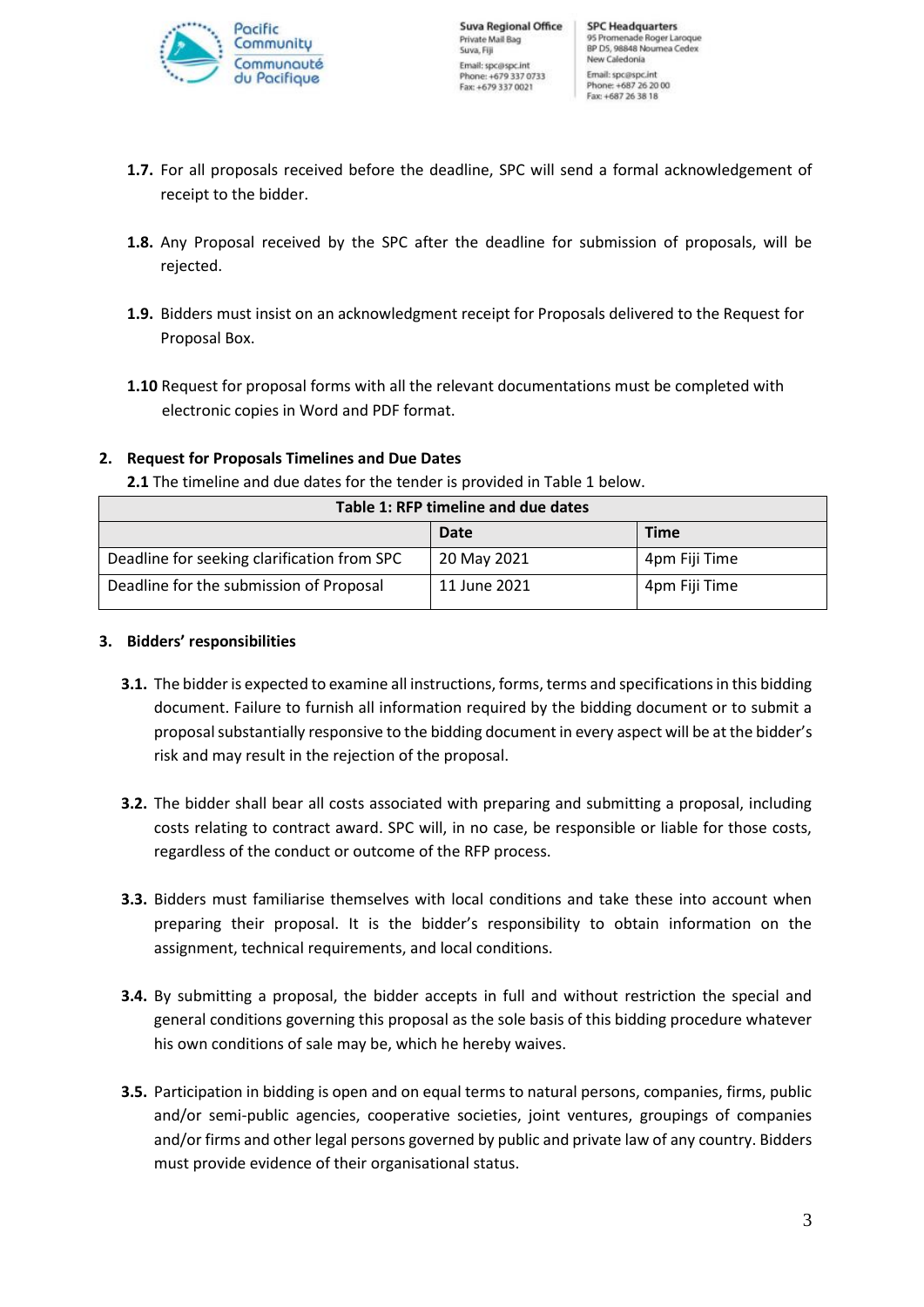**1.7.** For all proposals received before the deadline, SPC will send a formal acknowledgement of receipt to the bidder.

**1.8.** Any Proposal received by the SPC after the deadline for submission of proposals, will be rejected.

**1.9.** Bidders must insist on an acknowledgment receipt for Proposals delivered to the Request for Proposal Box.

**1.10** Request for proposal forms with all the relevant documentations must be completed with electronic copies in Word and PDF format.

## 2. Request for Proposals Timelines and Due Dates

**2.1** The timeline and due dates for the tender is provided in Table 1 below.

| Table 1: RFP timeline and due dates | | |
|---|---|---|
| | **Date** | **Time** |
| Deadline for seeking clarification from SPC | 20 May 2021 | 4pm Fiji Time |
| Deadline for the submission of Proposal | 11 June 2021 | 4pm Fiji Time |

## 3. Bidders' responsibilities

**3.1.** The bidder is expected to examine all instructions, forms, terms and specifications in this bidding document. Failure to furnish all information required by the bidding document or to submit a proposal substantially responsive to the bidding document in every aspect will be at the bidder's risk and may result in the rejection of the proposal.

**3.2.** The bidder shall bear all costs associated with preparing and submitting a proposal, including costs relating to contract award. SPC will, in no case, be responsible or liable for those costs, regardless of the conduct or outcome of the RFP process.

**3.3.** Bidders must familiarise themselves with local conditions and take these into account when preparing their proposal. It is the bidder's responsibility to obtain information on the assignment, technical requirements, and local conditions.

**3.4.** By submitting a proposal, the bidder accepts in full and without restriction the special and general conditions governing this proposal as the sole basis of this bidding procedure whatever his own conditions of sale may be, which he hereby waives.

**3.5.** Participation in bidding is open and on equal terms to natural persons, companies, firms, public and/or semi-public agencies, cooperative societies, joint ventures, groupings of companies and/or firms and other legal persons governed by public and private law of any country. Bidders must provide evidence of their organisational status.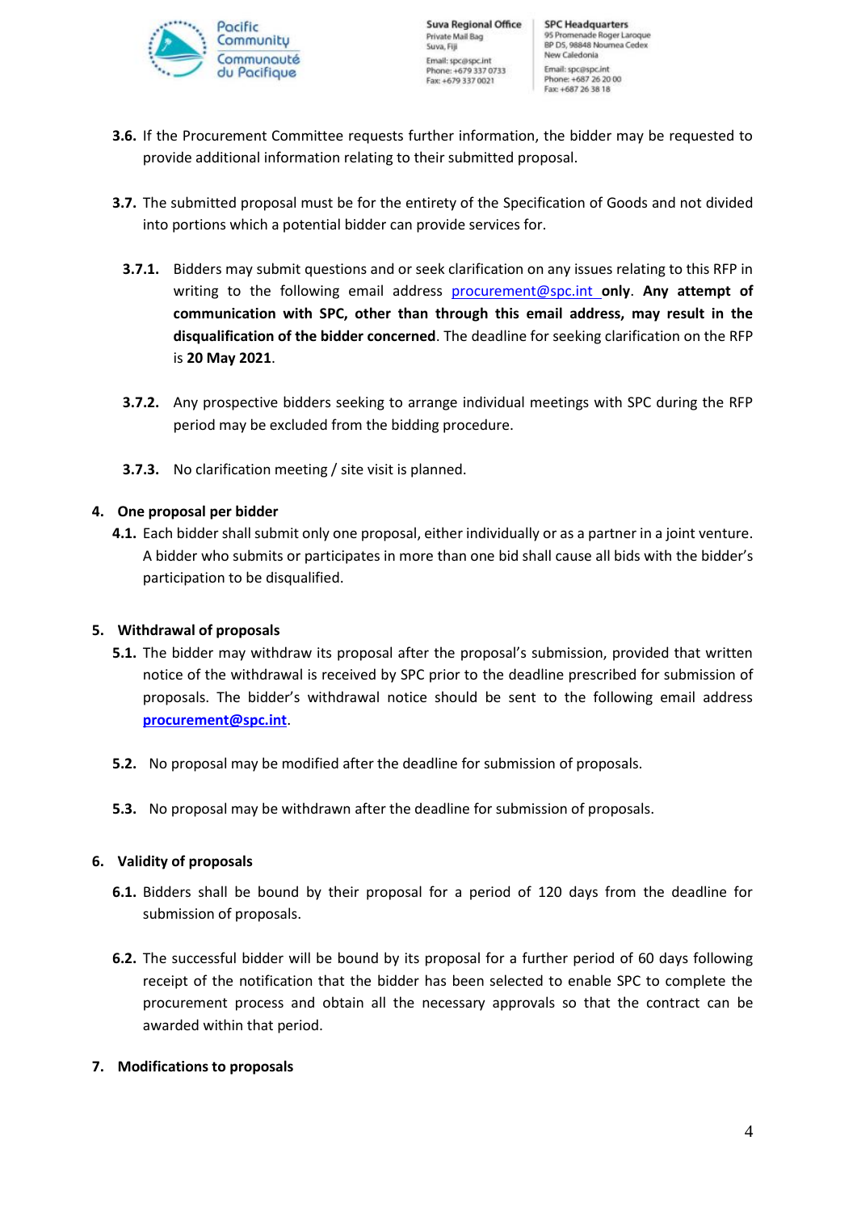**3.6.** If the Procurement Committee requests further information, the bidder may be requested to provide additional information relating to their submitted proposal.

**3.7.** The submitted proposal must be for the entirety of the Specification of Goods and not divided into portions which a potential bidder can provide services for.

**3.7.1.** Bidders may submit questions and or seek clarification on any issues relating to this RFP in writing to the following email address procurement@spc.int **only**. **Any attempt of communication with SPC, other than through this email address, may result in the disqualification of the bidder concerned**. The deadline for seeking clarification on the RFP is **20 May 2021**.

**3.7.2.** Any prospective bidders seeking to arrange individual meetings with SPC during the RFP period may be excluded from the bidding procedure.

**3.7.3.** No clarification meeting / site visit is planned.

## 4. One proposal per bidder

**4.1.** Each bidder shall submit only one proposal, either individually or as a partner in a joint venture. A bidder who submits or participates in more than one bid shall cause all bids with the bidder's participation to be disqualified.

## 5. Withdrawal of proposals

**5.1.** The bidder may withdraw its proposal after the proposal's submission, provided that written notice of the withdrawal is received by SPC prior to the deadline prescribed for submission of proposals. The bidder's withdrawal notice should be sent to the following email address **procurement@spc.int**.

**5.2.** No proposal may be modified after the deadline for submission of proposals.

**5.3.** No proposal may be withdrawn after the deadline for submission of proposals.

## 6. Validity of proposals

**6.1.** Bidders shall be bound by their proposal for a period of 120 days from the deadline for submission of proposals.

**6.2.** The successful bidder will be bound by its proposal for a further period of 60 days following receipt of the notification that the bidder has been selected to enable SPC to complete the procurement process and obtain all the necessary approvals so that the contract can be awarded within that period.

## 7. Modifications to proposals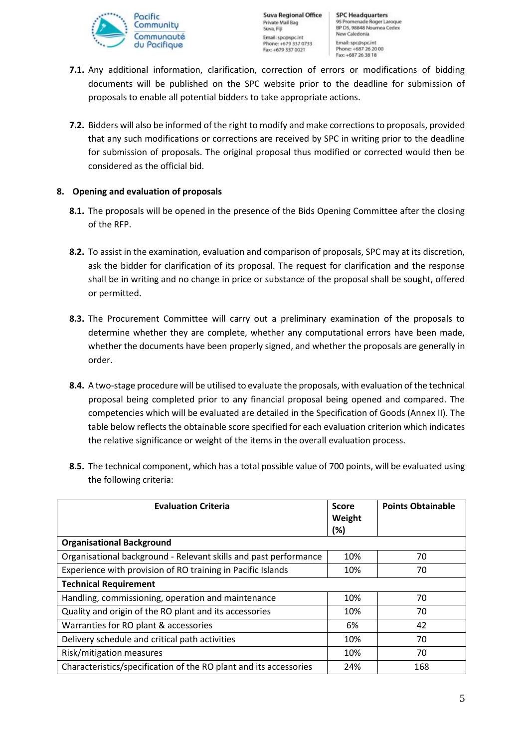**7.1.** Any additional information, clarification, correction of errors or modifications of bidding documents will be published on the SPC website prior to the deadline for submission of proposals to enable all potential bidders to take appropriate actions.

**7.2.** Bidders will also be informed of the right to modify and make corrections to proposals, provided that any such modifications or corrections are received by SPC in writing prior to the deadline for submission of proposals. The original proposal thus modified or corrected would then be considered as the official bid.

## 8. Opening and evaluation of proposals

**8.1.** The proposals will be opened in the presence of the Bids Opening Committee after the closing of the RFP.

**8.2.** To assist in the examination, evaluation and comparison of proposals, SPC may at its discretion, ask the bidder for clarification of its proposal. The request for clarification and the response shall be in writing and no change in price or substance of the proposal shall be sought, offered or permitted.

**8.3.** The Procurement Committee will carry out a preliminary examination of the proposals to determine whether they are complete, whether any computational errors have been made, whether the documents have been properly signed, and whether the proposals are generally in order.

**8.4.** A two-stage procedure will be utilised to evaluate the proposals, with evaluation of the technical proposal being completed prior to any financial proposal being opened and compared. The competencies which will be evaluated are detailed in the Specification of Goods (Annex II). The table below reflects the obtainable score specified for each evaluation criterion which indicates the relative significance or weight of the items in the overall evaluation process.

**8.5.** The technical component, which has a total possible value of 700 points, will be evaluated using the following criteria:

| Evaluation Criteria | Score Weight (%) | Points Obtainable |
|---|---|---|
| **Organisational Background** | | |
| Organisational background - Relevant skills and past performance | 10% | 70 |
| Experience with provision of RO training in Pacific Islands | 10% | 70 |
| **Technical Requirement** | | |
| Handling, commissioning, operation and maintenance | 10% | 70 |
| Quality and origin of the RO plant and its accessories | 10% | 70 |
| Warranties for RO plant & accessories | 6% | 42 |
| Delivery schedule and critical path activities | 10% | 70 |
| Risk/mitigation measures | 10% | 70 |
| Characteristics/specification of the RO plant and its accessories | 24% | 168 |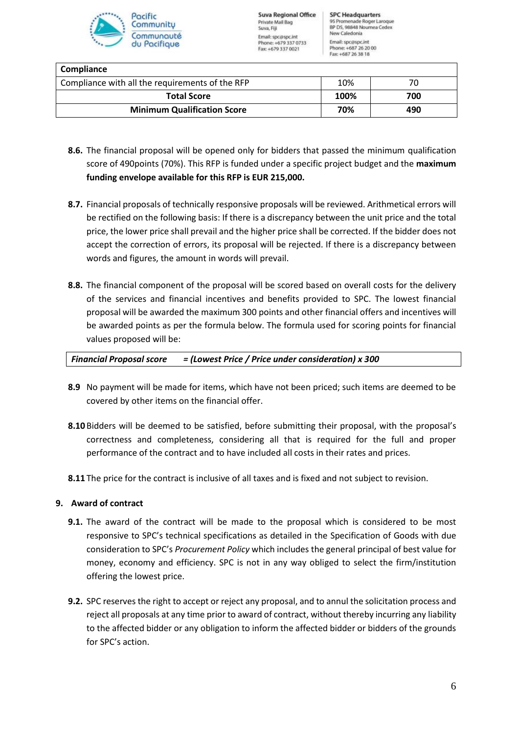| Compliance | | |
|---|---|---|
| Compliance with all the requirements of the RFP | 10% | 70 |
| **Total Score** | **100%** | **700** |
| **Minimum Qualification Score** | **70%** | **490** |

**8.6.** The financial proposal will be opened only for bidders that passed the minimum qualification score of 490points (70%). This RFP is funded under a specific project budget and the **maximum funding envelope available for this RFP is EUR 215,000.**

**8.7.** Financial proposals of technically responsive proposals will be reviewed. Arithmetical errors will be rectified on the following basis: If there is a discrepancy between the unit price and the total price, the lower price shall prevail and the higher price shall be corrected. If the bidder does not accept the correction of errors, its proposal will be rejected. If there is a discrepancy between words and figures, the amount in words will prevail.

**8.8.** The financial component of the proposal will be scored based on overall costs for the delivery of the services and financial incentives and benefits provided to SPC. The lowest financial proposal will be awarded the maximum 300 points and other financial offers and incentives will be awarded points as per the formula below. The formula used for scoring points for financial values proposed will be:

| ***Financial Proposal score = (Lowest Price / Price under consideration) x 300*** |
|---|

**8.9** No payment will be made for items, which have not been priced; such items are deemed to be covered by other items on the financial offer.

**8.10** Bidders will be deemed to be satisfied, before submitting their proposal, with the proposal's correctness and completeness, considering all that is required for the full and proper performance of the contract and to have included all costs in their rates and prices.

**8.11** The price for the contract is inclusive of all taxes and is fixed and not subject to revision.

## 9. Award of contract

**9.1.** The award of the contract will be made to the proposal which is considered to be most responsive to SPC's technical specifications as detailed in the Specification of Goods with due consideration to SPC's *Procurement Policy* which includes the general principal of best value for money, economy and efficiency. SPC is not in any way obliged to select the firm/institution offering the lowest price.

**9.2.** SPC reserves the right to accept or reject any proposal, and to annul the solicitation process and reject all proposals at any time prior to award of contract, without thereby incurring any liability to the affected bidder or any obligation to inform the affected bidder or bidders of the grounds for SPC's action.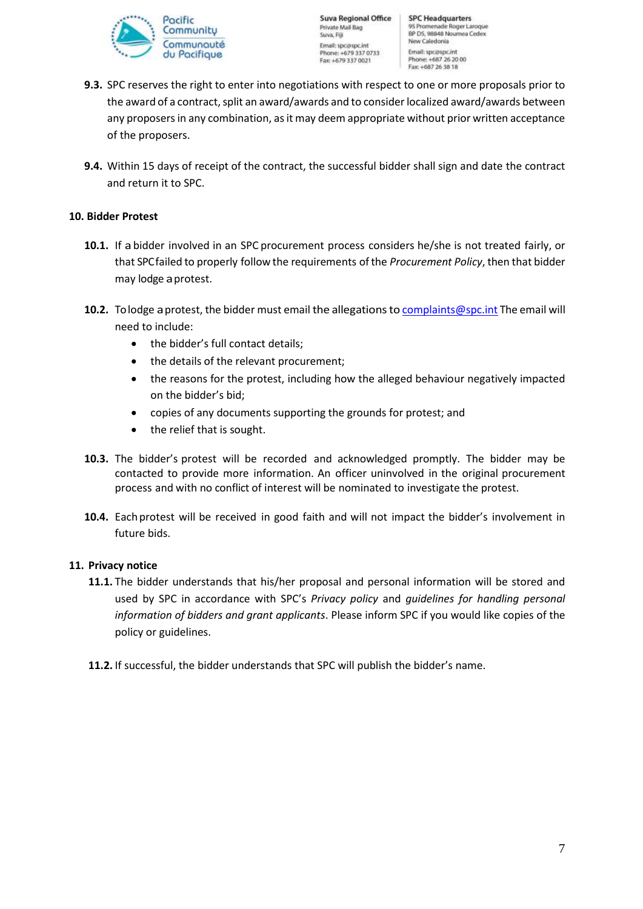**9.3.** SPC reserves the right to enter into negotiations with respect to one or more proposals prior to the award of a contract, split an award/awards and to consider localized award/awards between any proposers in any combination, as it may deem appropriate without prior written acceptance of the proposers.

**9.4.** Within 15 days of receipt of the contract, the successful bidder shall sign and date the contract and return it to SPC.

## 10. Bidder Protest

**10.1.** If a bidder involved in an SPC procurement process considers he/she is not treated fairly, or that SPC failed to properly follow the requirements of the *Procurement Policy*, then that bidder may lodge a protest.

**10.2.** To lodge a protest, the bidder must email the allegations to complaints@spc.int The email will need to include:

- the bidder's full contact details;
- the details of the relevant procurement;
- the reasons for the protest, including how the alleged behaviour negatively impacted on the bidder's bid;
- copies of any documents supporting the grounds for protest; and
- the relief that is sought.

**10.3.** The bidder's protest will be recorded and acknowledged promptly. The bidder may be contacted to provide more information. An officer uninvolved in the original procurement process and with no conflict of interest will be nominated to investigate the protest.

**10.4.** Each protest will be received in good faith and will not impact the bidder's involvement in future bids.

## 11. Privacy notice

**11.1.** The bidder understands that his/her proposal and personal information will be stored and used by SPC in accordance with SPC's *Privacy policy* and *guidelines for handling personal information of bidders and grant applicants*. Please inform SPC if you would like copies of the policy or guidelines.

**11.2.** If successful, the bidder understands that SPC will publish the bidder's name.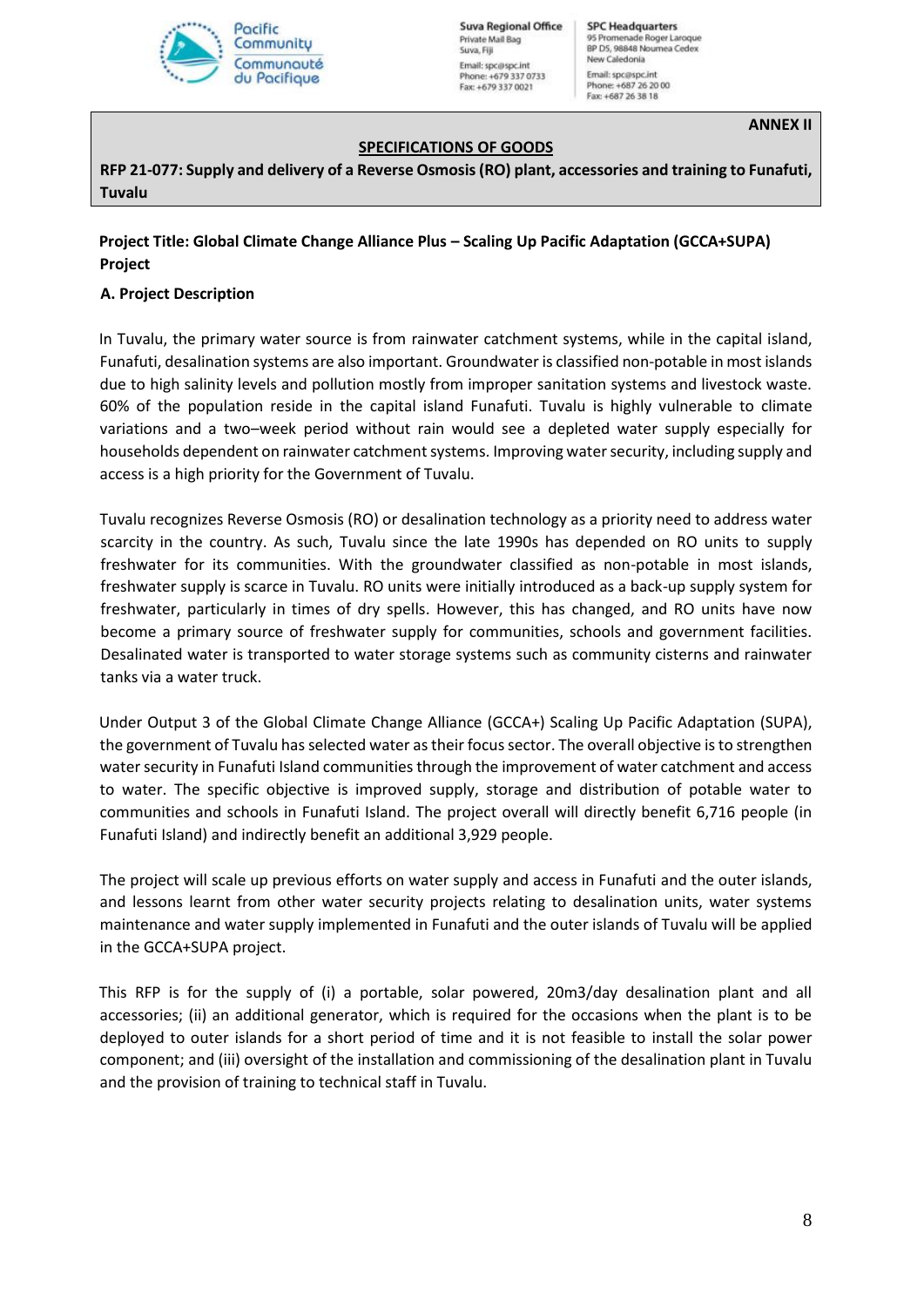**ANNEX II**

**SPECIFICATIONS OF GOODS**

**RFP 21-077: Supply and delivery of a Reverse Osmosis (RO) plant, accessories and training to Funafuti, Tuvalu**

**Project Title: Global Climate Change Alliance Plus – Scaling Up Pacific Adaptation (GCCA+SUPA) Project**

**A. Project Description**

In Tuvalu, the primary water source is from rainwater catchment systems, while in the capital island, Funafuti, desalination systems are also important. Groundwater is classified non-potable in most islands due to high salinity levels and pollution mostly from improper sanitation systems and livestock waste. 60% of the population reside in the capital island Funafuti. Tuvalu is highly vulnerable to climate variations and a two–week period without rain would see a depleted water supply especially for households dependent on rainwater catchment systems. Improving water security, including supply and access is a high priority for the Government of Tuvalu.

Tuvalu recognizes Reverse Osmosis (RO) or desalination technology as a priority need to address water scarcity in the country. As such, Tuvalu since the late 1990s has depended on RO units to supply freshwater for its communities. With the groundwater classified as non-potable in most islands, freshwater supply is scarce in Tuvalu. RO units were initially introduced as a back-up supply system for freshwater, particularly in times of dry spells. However, this has changed, and RO units have now become a primary source of freshwater supply for communities, schools and government facilities. Desalinated water is transported to water storage systems such as community cisterns and rainwater tanks via a water truck.

Under Output 3 of the Global Climate Change Alliance (GCCA+) Scaling Up Pacific Adaptation (SUPA), the government of Tuvalu has selected water as their focus sector. The overall objective is to strengthen water security in Funafuti Island communities through the improvement of water catchment and access to water. The specific objective is improved supply, storage and distribution of potable water to communities and schools in Funafuti Island. The project overall will directly benefit 6,716 people (in Funafuti Island) and indirectly benefit an additional 3,929 people.

The project will scale up previous efforts on water supply and access in Funafuti and the outer islands, and lessons learnt from other water security projects relating to desalination units, water systems maintenance and water supply implemented in Funafuti and the outer islands of Tuvalu will be applied in the GCCA+SUPA project.

This RFP is for the supply of (i) a portable, solar powered, 20m3/day desalination plant and all accessories; (ii) an additional generator, which is required for the occasions when the plant is to be deployed to outer islands for a short period of time and it is not feasible to install the solar power component; and (iii) oversight of the installation and commissioning of the desalination plant in Tuvalu and the provision of training to technical staff in Tuvalu.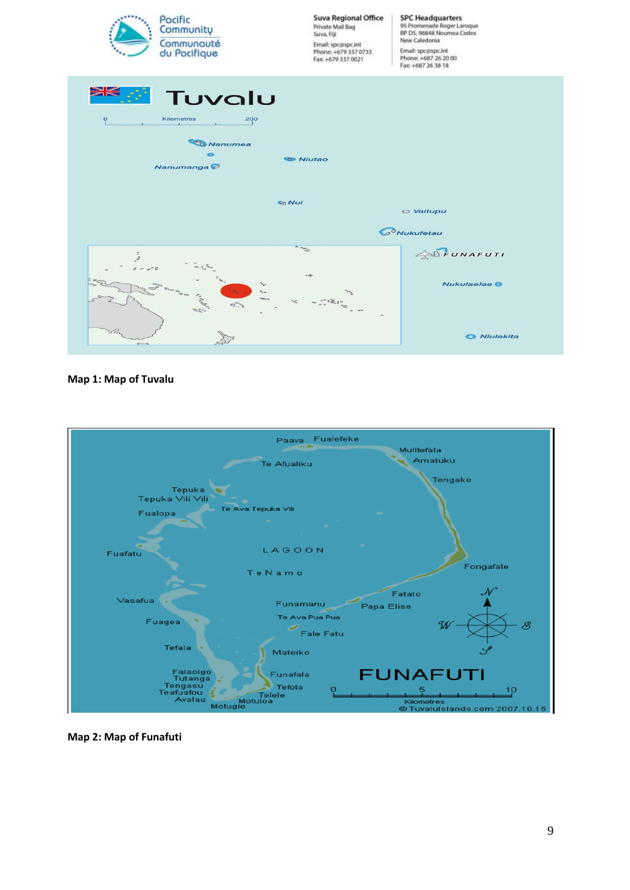**Map 1: Map of Tuvalu**

**Map 2: Map of Funafuti**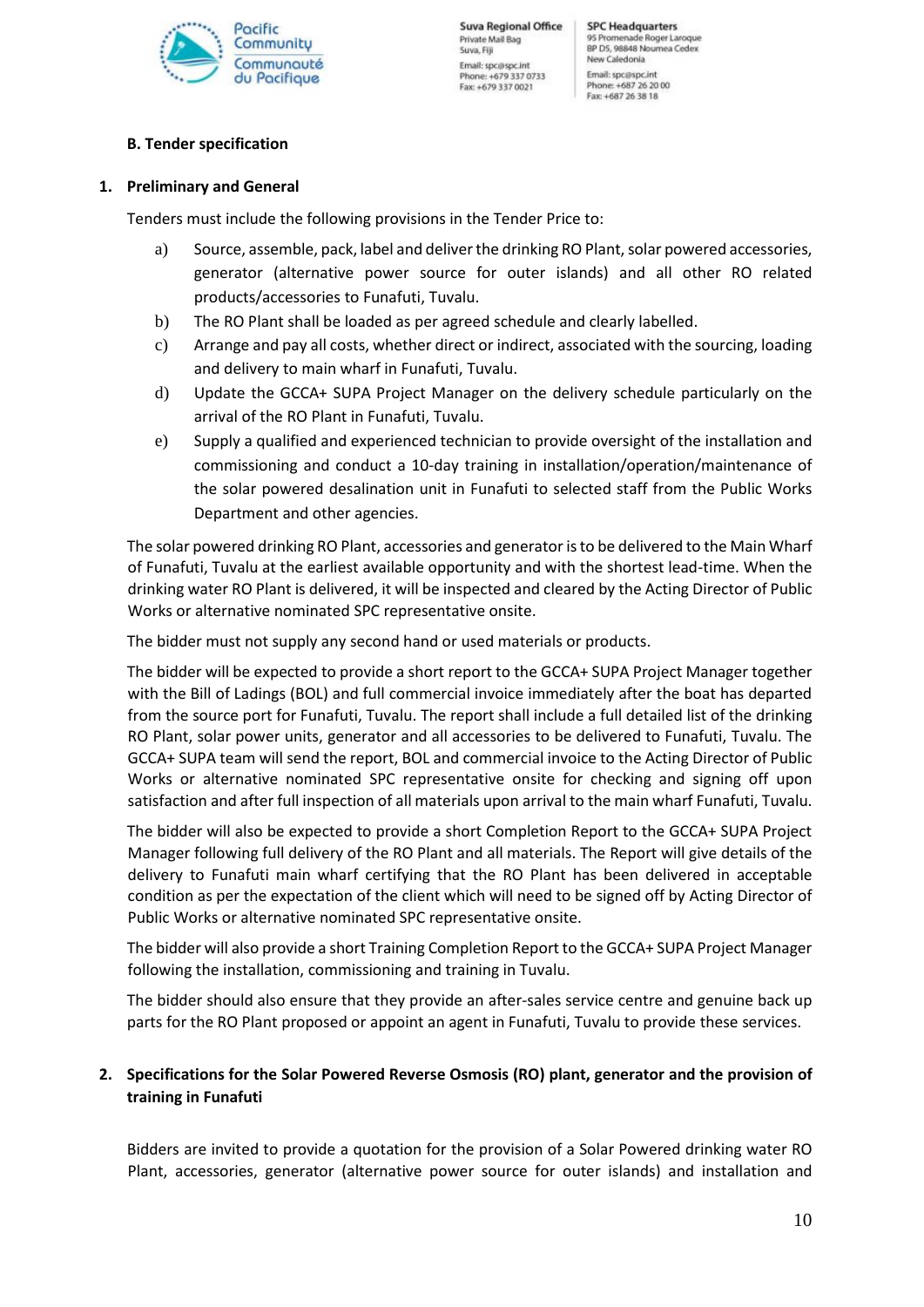**B. Tender specification**

**1. Preliminary and General**

Tenders must include the following provisions in the Tender Price to:

a) Source, assemble, pack, label and deliver the drinking RO Plant, solar powered accessories, generator (alternative power source for outer islands) and all other RO related products/accessories to Funafuti, Tuvalu.

b) The RO Plant shall be loaded as per agreed schedule and clearly labelled.

c) Arrange and pay all costs, whether direct or indirect, associated with the sourcing, loading and delivery to main wharf in Funafuti, Tuvalu.

d) Update the GCCA+ SUPA Project Manager on the delivery schedule particularly on the arrival of the RO Plant in Funafuti, Tuvalu.

e) Supply a qualified and experienced technician to provide oversight of the installation and commissioning and conduct a 10-day training in installation/operation/maintenance of the solar powered desalination unit in Funafuti to selected staff from the Public Works Department and other agencies.

The solar powered drinking RO Plant, accessories and generator is to be delivered to the Main Wharf of Funafuti, Tuvalu at the earliest available opportunity and with the shortest lead-time. When the drinking water RO Plant is delivered, it will be inspected and cleared by the Acting Director of Public Works or alternative nominated SPC representative onsite.

The bidder must not supply any second hand or used materials or products.

The bidder will be expected to provide a short report to the GCCA+ SUPA Project Manager together with the Bill of Ladings (BOL) and full commercial invoice immediately after the boat has departed from the source port for Funafuti, Tuvalu. The report shall include a full detailed list of the drinking RO Plant, solar power units, generator and all accessories to be delivered to Funafuti, Tuvalu. The GCCA+ SUPA team will send the report, BOL and commercial invoice to the Acting Director of Public Works or alternative nominated SPC representative onsite for checking and signing off upon satisfaction and after full inspection of all materials upon arrival to the main wharf Funafuti, Tuvalu.

The bidder will also be expected to provide a short Completion Report to the GCCA+ SUPA Project Manager following full delivery of the RO Plant and all materials. The Report will give details of the delivery to Funafuti main wharf certifying that the RO Plant has been delivered in acceptable condition as per the expectation of the client which will need to be signed off by Acting Director of Public Works or alternative nominated SPC representative onsite.

The bidder will also provide a short Training Completion Report to the GCCA+ SUPA Project Manager following the installation, commissioning and training in Tuvalu.

The bidder should also ensure that they provide an after-sales service centre and genuine back up parts for the RO Plant proposed or appoint an agent in Funafuti, Tuvalu to provide these services.

**2. Specifications for the Solar Powered Reverse Osmosis (RO) plant, generator and the provision of training in Funafuti**

Bidders are invited to provide a quotation for the provision of a Solar Powered drinking water RO Plant, accessories, generator (alternative power source for outer islands) and installation and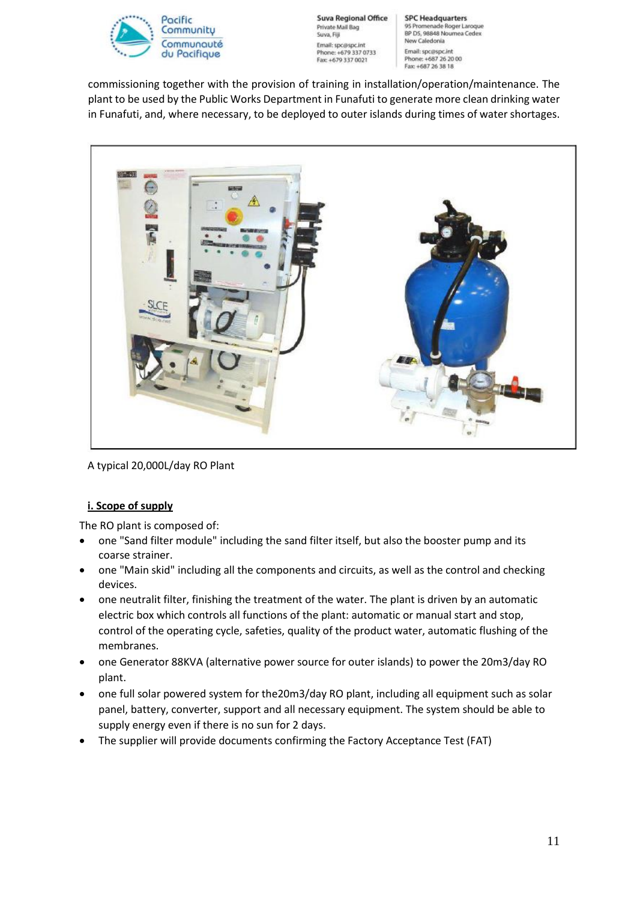commissioning together with the provision of training in installation/operation/maintenance. The plant to be used by the Public Works Department in Funafuti to generate more clean drinking water in Funafuti, and, where necessary, to be deployed to outer islands during times of water shortages.

A typical 20,000L/day RO Plant

**i. Scope of supply**

The RO plant is composed of:

- one "Sand filter module" including the sand filter itself, but also the booster pump and its coarse strainer.
- one "Main skid" including all the components and circuits, as well as the control and checking devices.
- one neutralit filter, finishing the treatment of the water. The plant is driven by an automatic electric box which controls all functions of the plant: automatic or manual start and stop, control of the operating cycle, safeties, quality of the product water, automatic flushing of the membranes.
- one Generator 88KVA (alternative power source for outer islands) to power the 20m3/day RO plant.
- one full solar powered system for the20m3/day RO plant, including all equipment such as solar panel, battery, converter, support and all necessary equipment. The system should be able to supply energy even if there is no sun for 2 days.
- The supplier will provide documents confirming the Factory Acceptance Test (FAT)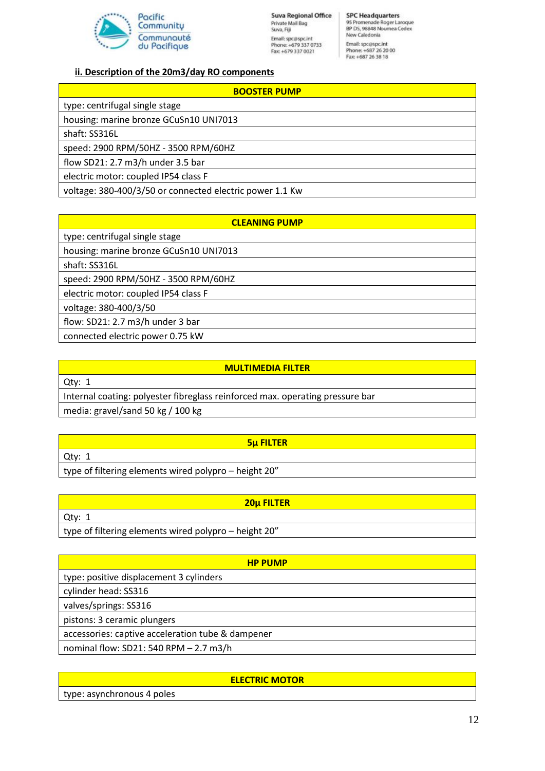## ii. Description of the 20m3/day RO components

| BOOSTER PUMP |
|---|
| type: centrifugal single stage |
| housing: marine bronze GCuSn10 UNI7013 |
| shaft: SS316L |
| speed: 2900 RPM/50HZ - 3500 RPM/60HZ |
| flow SD21: 2.7 m3/h under 3.5 bar |
| electric motor: coupled IP54 class F |
| voltage: 380-400/3/50 or connected electric power 1.1 Kw |

| CLEANING PUMP |
|---|
| type: centrifugal single stage |
| housing: marine bronze GCuSn10 UNI7013 |
| shaft: SS316L |
| speed: 2900 RPM/50HZ - 3500 RPM/60HZ |
| electric motor: coupled IP54 class F |
| voltage: 380-400/3/50 |
| flow: SD21: 2.7 m3/h under 3 bar |
| connected electric power 0.75 kW |

| MULTIMEDIA FILTER |
|---|
| Qty: 1 |
| Internal coating: polyester fibreglass reinforced max. operating pressure bar |
| media: gravel/sand 50 kg / 100 kg |

| 5µ FILTER |
|---|
| Qty: 1 |
| type of filtering elements wired polypro – height 20" |

| 20µ FILTER |
|---|
| Qty: 1 |
| type of filtering elements wired polypro – height 20" |

| HP PUMP |
|---|
| type: positive displacement 3 cylinders |
| cylinder head: SS316 |
| valves/springs: SS316 |
| pistons: 3 ceramic plungers |
| accessories: captive acceleration tube & dampener |
| nominal flow: SD21: 540 RPM – 2.7 m3/h |

| ELECTRIC MOTOR |
|---|
| type: asynchronous 4 poles |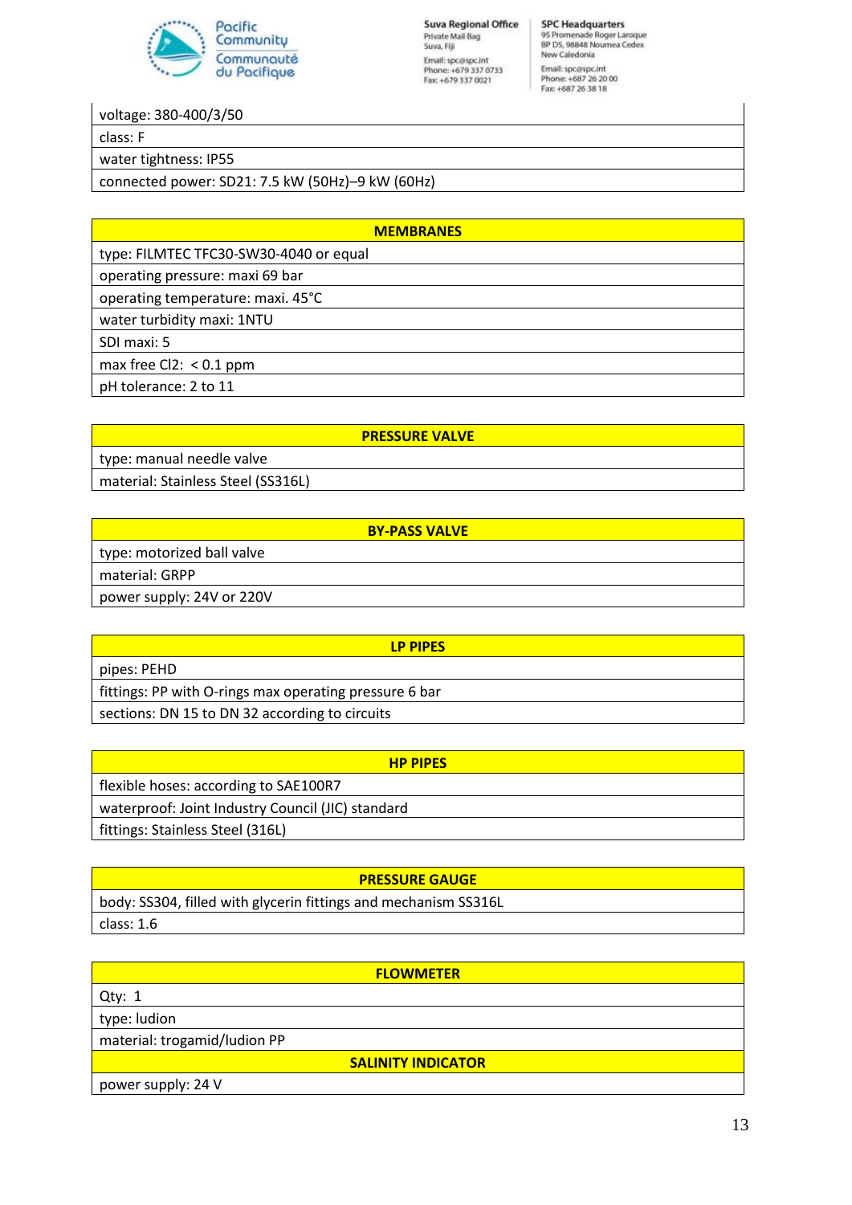| voltage: 380-400/3/50 |
|---|
| class: F |
| water tightness: IP55 |
| connected power: SD21: 7.5 kW (50Hz)–9 kW (60Hz) |

| MEMBRANES |
|---|
| type: FILMTEC TFC30-SW30-4040 or equal |
| operating pressure: maxi 69 bar |
| operating temperature: maxi. 45°C |
| water turbidity maxi: 1NTU |
| SDI maxi: 5 |
| max free Cl2: < 0.1 ppm |
| pH tolerance: 2 to 11 |

| PRESSURE VALVE |
|---|
| type: manual needle valve |
| material: Stainless Steel (SS316L) |

| BY-PASS VALVE |
|---|
| type: motorized ball valve |
| material: GRPP |
| power supply: 24V or 220V |

| LP PIPES |
|---|
| pipes: PEHD |
| fittings: PP with O-rings max operating pressure 6 bar |
| sections: DN 15 to DN 32 according to circuits |

| HP PIPES |
|---|
| flexible hoses: according to SAE100R7 |
| waterproof: Joint Industry Council (JIC) standard |
| fittings: Stainless Steel (316L) |

| PRESSURE GAUGE |
|---|
| body: SS304, filled with glycerin fittings and mechanism SS316L |
| class: 1.6 |

| FLOWMETER |
|---|
| Qty: 1 |
| type: ludion |
| material: trogamid/ludion PP |
| **SALINITY INDICATOR** |
| power supply: 24 V |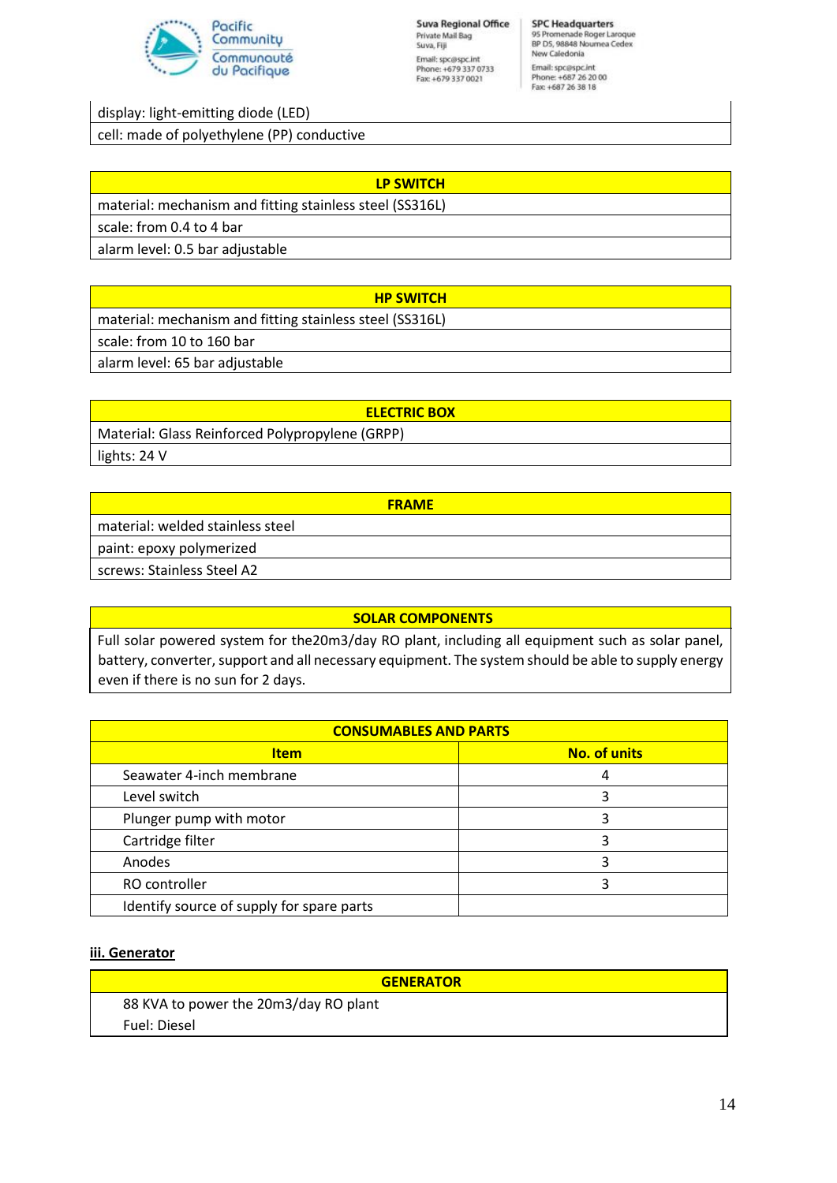| display: light-emitting diode (LED) |
|---|
| cell: made of polyethylene (PP) conductive |

| LP SWITCH |
|---|
| material: mechanism and fitting stainless steel (SS316L) |
| scale: from 0.4 to 4 bar |
| alarm level: 0.5 bar adjustable |

| HP SWITCH |
|---|
| material: mechanism and fitting stainless steel (SS316L) |
| scale: from 10 to 160 bar |
| alarm level: 65 bar adjustable |

| ELECTRIC BOX |
|---|
| Material: Glass Reinforced Polypropylene (GRPP) |
| lights: 24 V |

| FRAME |
|---|
| material: welded stainless steel |
| paint: epoxy polymerized |
| screws: Stainless Steel A2 |

| SOLAR COMPONENTS |
|---|
| Full solar powered system for the20m3/day RO plant, including all equipment such as solar panel, battery, converter, support and all necessary equipment. The system should be able to supply energy even if there is no sun for 2 days. |

| CONSUMABLES AND PARTS | |
|---|---|
| **Item** | **No. of units** |
| Seawater 4-inch membrane | 4 |
| Level switch | 3 |
| Plunger pump with motor | 3 |
| Cartridge filter | 3 |
| Anodes | 3 |
| RO controller | 3 |
| Identify source of supply for spare parts | |

**iii. Generator**

| GENERATOR |
|---|
| 88 KVA to power the 20m3/day RO plant<br>Fuel: Diesel |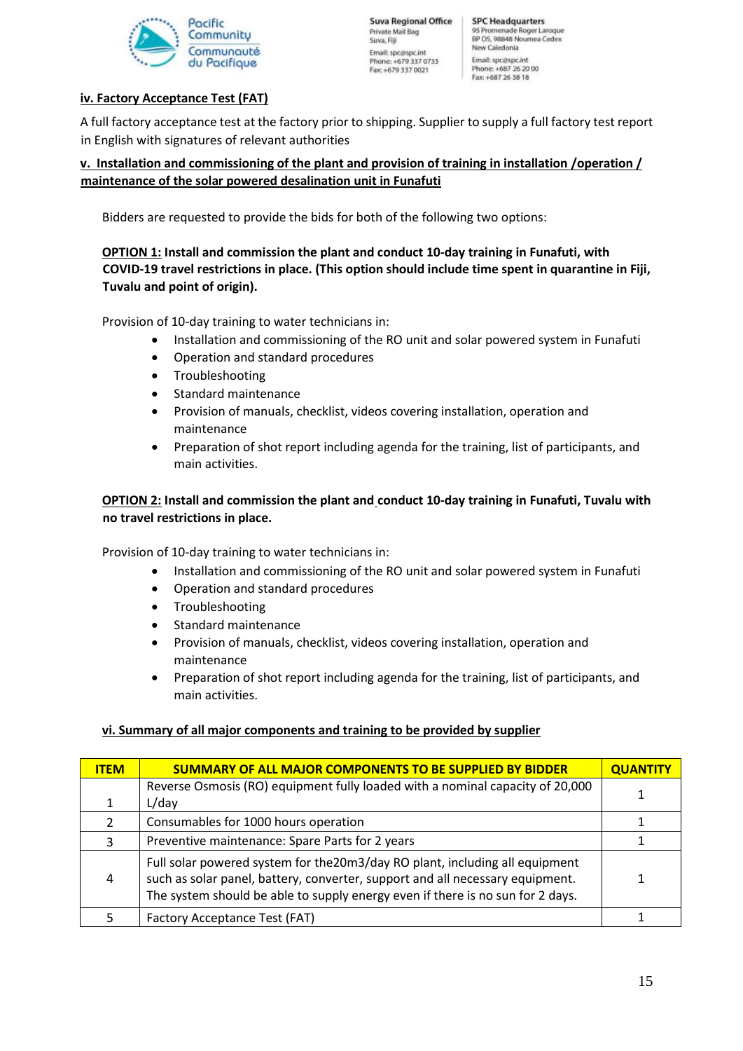### iv. Factory Acceptance Test (FAT)

A full factory acceptance test at the factory prior to shipping. Supplier to supply a full factory test report in English with signatures of relevant authorities

### v. Installation and commissioning of the plant and provision of training in installation /operation / maintenance of the solar powered desalination unit in Funafuti

Bidders are requested to provide the bids for both of the following two options:

**OPTION 1: Install and commission the plant and conduct 10-day training in Funafuti, with COVID-19 travel restrictions in place. (This option should include time spent in quarantine in Fiji, Tuvalu and point of origin).**

Provision of 10-day training to water technicians in:

- Installation and commissioning of the RO unit and solar powered system in Funafuti
- Operation and standard procedures
- Troubleshooting
- Standard maintenance
- Provision of manuals, checklist, videos covering installation, operation and maintenance
- Preparation of shot report including agenda for the training, list of participants, and main activities.

**OPTION 2: Install and commission the plant and conduct 10-day training in Funafuti, Tuvalu with no travel restrictions in place.**

Provision of 10-day training to water technicians in:

- Installation and commissioning of the RO unit and solar powered system in Funafuti
- Operation and standard procedures
- Troubleshooting
- Standard maintenance
- Provision of manuals, checklist, videos covering installation, operation and maintenance
- Preparation of shot report including agenda for the training, list of participants, and main activities.

### vi. Summary of all major components and training to be provided by supplier

| ITEM | SUMMARY OF ALL MAJOR COMPONENTS TO BE SUPPLIED BY BIDDER | QUANTITY |
|---|---|---|
| 1 | Reverse Osmosis (RO) equipment fully loaded with a nominal capacity of 20,000 L/day | 1 |
| 2 | Consumables for 1000 hours operation | 1 |
| 3 | Preventive maintenance: Spare Parts for 2 years | 1 |
| 4 | Full solar powered system for the20m3/day RO plant, including all equipment such as solar panel, battery, converter, support and all necessary equipment. The system should be able to supply energy even if there is no sun for 2 days. | 1 |
| 5 | Factory Acceptance Test (FAT) | 1 |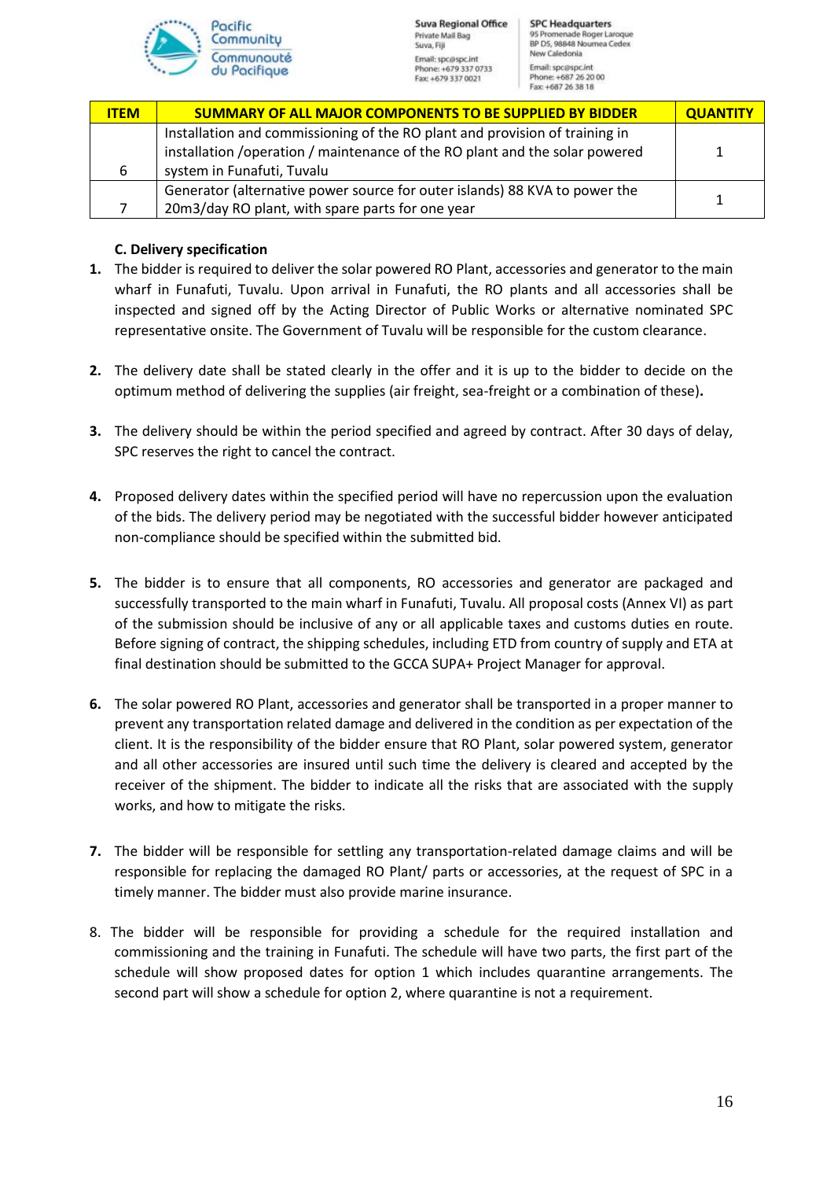| ITEM | SUMMARY OF ALL MAJOR COMPONENTS TO BE SUPPLIED BY BIDDER | QUANTITY |
|---|---|---|
| 6 | Installation and commissioning of the RO plant and provision of training in installation /operation / maintenance of the RO plant and the solar powered system in Funafuti, Tuvalu | 1 |
| 7 | Generator (alternative power source for outer islands) 88 KVA to power the 20m3/day RO plant, with spare parts for one year | 1 |

**C. Delivery specification**

1. The bidder is required to deliver the solar powered RO Plant, accessories and generator to the main wharf in Funafuti, Tuvalu. Upon arrival in Funafuti, the RO plants and all accessories shall be inspected and signed off by the Acting Director of Public Works or alternative nominated SPC representative onsite. The Government of Tuvalu will be responsible for the custom clearance.

2. The delivery date shall be stated clearly in the offer and it is up to the bidder to decide on the optimum method of delivering the supplies (air freight, sea-freight or a combination of these).

3. The delivery should be within the period specified and agreed by contract. After 30 days of delay, SPC reserves the right to cancel the contract.

4. Proposed delivery dates within the specified period will have no repercussion upon the evaluation of the bids. The delivery period may be negotiated with the successful bidder however anticipated non-compliance should be specified within the submitted bid.

5. The bidder is to ensure that all components, RO accessories and generator are packaged and successfully transported to the main wharf in Funafuti, Tuvalu. All proposal costs (Annex VI) as part of the submission should be inclusive of any or all applicable taxes and customs duties en route. Before signing of contract, the shipping schedules, including ETD from country of supply and ETA at final destination should be submitted to the GCCA SUPA+ Project Manager for approval.

6. The solar powered RO Plant, accessories and generator shall be transported in a proper manner to prevent any transportation related damage and delivered in the condition as per expectation of the client. It is the responsibility of the bidder ensure that RO Plant, solar powered system, generator and all other accessories are insured until such time the delivery is cleared and accepted by the receiver of the shipment. The bidder to indicate all the risks that are associated with the supply works, and how to mitigate the risks.

7. The bidder will be responsible for settling any transportation-related damage claims and will be responsible for replacing the damaged RO Plant/ parts or accessories, at the request of SPC in a timely manner. The bidder must also provide marine insurance.

8. The bidder will be responsible for providing a schedule for the required installation and commissioning and the training in Funafuti. The schedule will have two parts, the first part of the schedule will show proposed dates for option 1 which includes quarantine arrangements. The second part will show a schedule for option 2, where quarantine is not a requirement.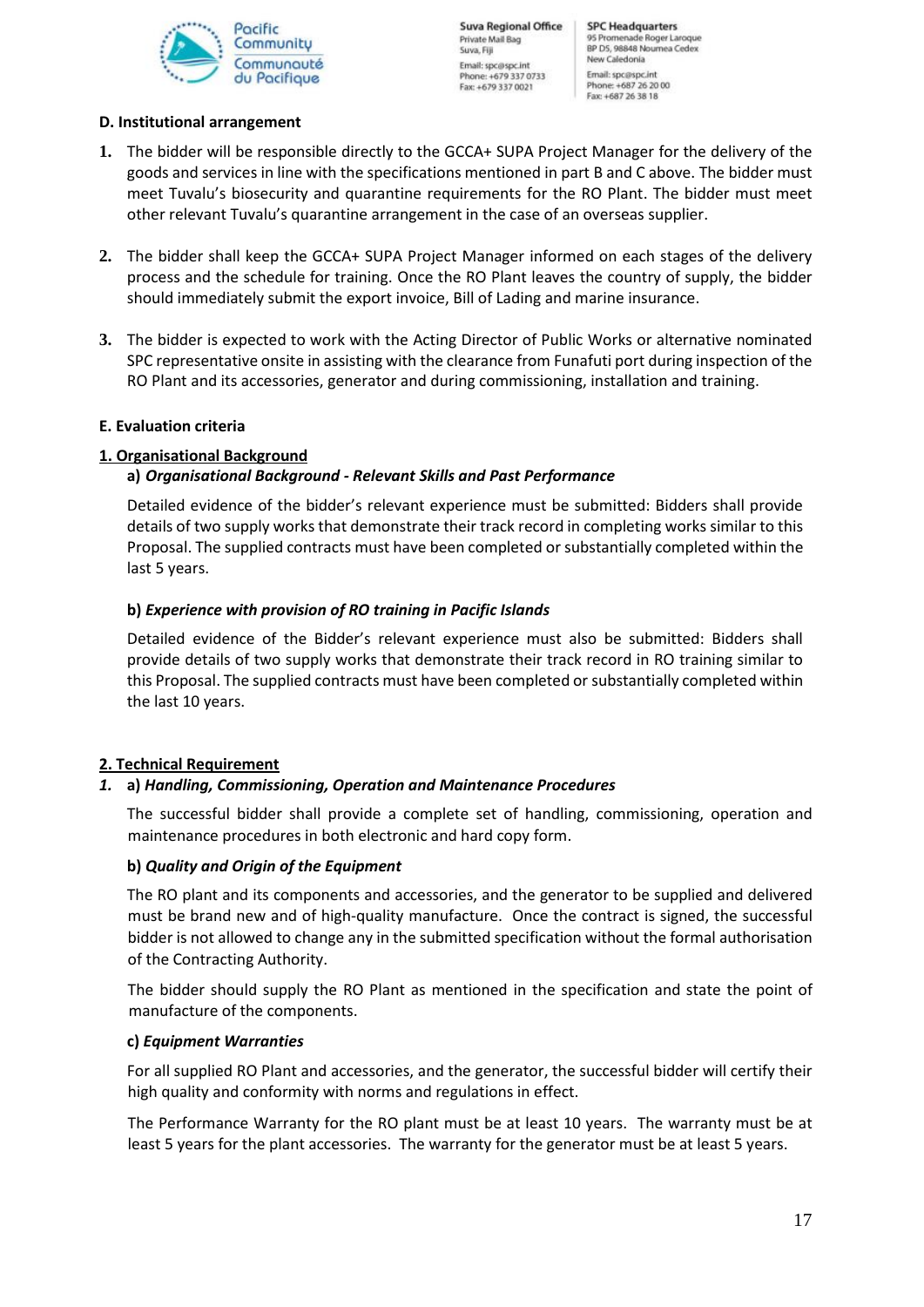**D. Institutional arrangement**

1. The bidder will be responsible directly to the GCCA+ SUPA Project Manager for the delivery of the goods and services in line with the specifications mentioned in part B and C above. The bidder must meet Tuvalu's biosecurity and quarantine requirements for the RO Plant. The bidder must meet other relevant Tuvalu's quarantine arrangement in the case of an overseas supplier.

2. The bidder shall keep the GCCA+ SUPA Project Manager informed on each stages of the delivery process and the schedule for training. Once the RO Plant leaves the country of supply, the bidder should immediately submit the export invoice, Bill of Lading and marine insurance.

3. The bidder is expected to work with the Acting Director of Public Works or alternative nominated SPC representative onsite in assisting with the clearance from Funafuti port during inspection of the RO Plant and its accessories, generator and during commissioning, installation and training.

**E. Evaluation criteria**

**1. Organisational Background**

**a)** ***Organisational Background - Relevant Skills and Past Performance***

Detailed evidence of the bidder's relevant experience must be submitted: Bidders shall provide details of two supply works that demonstrate their track record in completing works similar to this Proposal. The supplied contracts must have been completed or substantially completed within the last 5 years.

**b)** ***Experience with provision of RO training in Pacific Islands***

Detailed evidence of the Bidder's relevant experience must also be submitted: Bidders shall provide details of two supply works that demonstrate their track record in RO training similar to this Proposal. The supplied contracts must have been completed or substantially completed within the last 10 years.

**2. Technical Requirement**

*1.* **a)** ***Handling, Commissioning, Operation and Maintenance Procedures***

The successful bidder shall provide a complete set of handling, commissioning, operation and maintenance procedures in both electronic and hard copy form.

**b)** ***Quality and Origin of the Equipment***

The RO plant and its components and accessories, and the generator to be supplied and delivered must be brand new and of high-quality manufacture. Once the contract is signed, the successful bidder is not allowed to change any in the submitted specification without the formal authorisation of the Contracting Authority.

The bidder should supply the RO Plant as mentioned in the specification and state the point of manufacture of the components.

**c)** ***Equipment Warranties***

For all supplied RO Plant and accessories, and the generator, the successful bidder will certify their high quality and conformity with norms and regulations in effect.

The Performance Warranty for the RO plant must be at least 10 years. The warranty must be at least 5 years for the plant accessories. The warranty for the generator must be at least 5 years.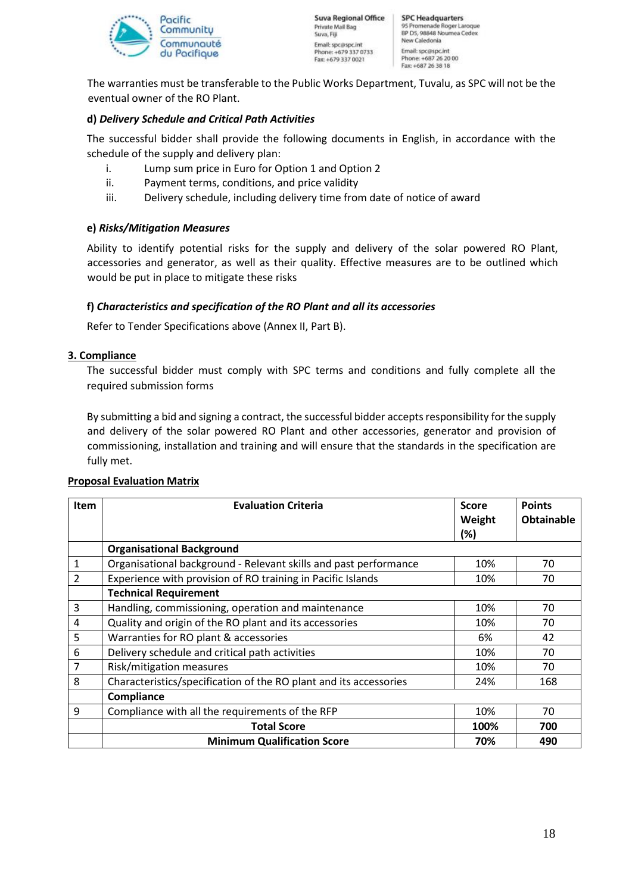The warranties must be transferable to the Public Works Department, Tuvalu, as SPC will not be the eventual owner of the RO Plant.

**d) *Delivery Schedule and Critical Path Activities***

The successful bidder shall provide the following documents in English, in accordance with the schedule of the supply and delivery plan:

i. Lump sum price in Euro for Option 1 and Option 2
ii. Payment terms, conditions, and price validity
iii. Delivery schedule, including delivery time from date of notice of award

**e) *Risks/Mitigation Measures***

Ability to identify potential risks for the supply and delivery of the solar powered RO Plant, accessories and generator, as well as their quality. Effective measures are to be outlined which would be put in place to mitigate these risks

**f) *Characteristics and specification of the RO Plant and all its accessories***

Refer to Tender Specifications above (Annex II, Part B).

## 3. Compliance

The successful bidder must comply with SPC terms and conditions and fully complete all the required submission forms

By submitting a bid and signing a contract, the successful bidder accepts responsibility for the supply and delivery of the solar powered RO Plant and other accessories, generator and provision of commissioning, installation and training and will ensure that the standards in the specification are fully met.

**Proposal Evaluation Matrix**

| Item | Evaluation Criteria | Score Weight (%) | Points Obtainable |
|---|---|---|---|
| | **Organisational Background** | | |
| 1 | Organisational background - Relevant skills and past performance | 10% | 70 |
| 2 | Experience with provision of RO training in Pacific Islands | 10% | 70 |
| | **Technical Requirement** | | |
| 3 | Handling, commissioning, operation and maintenance | 10% | 70 |
| 4 | Quality and origin of the RO plant and its accessories | 10% | 70 |
| 5 | Warranties for RO plant & accessories | 6% | 42 |
| 6 | Delivery schedule and critical path activities | 10% | 70 |
| 7 | Risk/mitigation measures | 10% | 70 |
| 8 | Characteristics/specification of the RO plant and its accessories | 24% | 168 |
| | **Compliance** | | |
| 9 | Compliance with all the requirements of the RFP | 10% | 70 |
| | **Total Score** | **100%** | **700** |
| | **Minimum Qualification Score** | **70%** | **490** |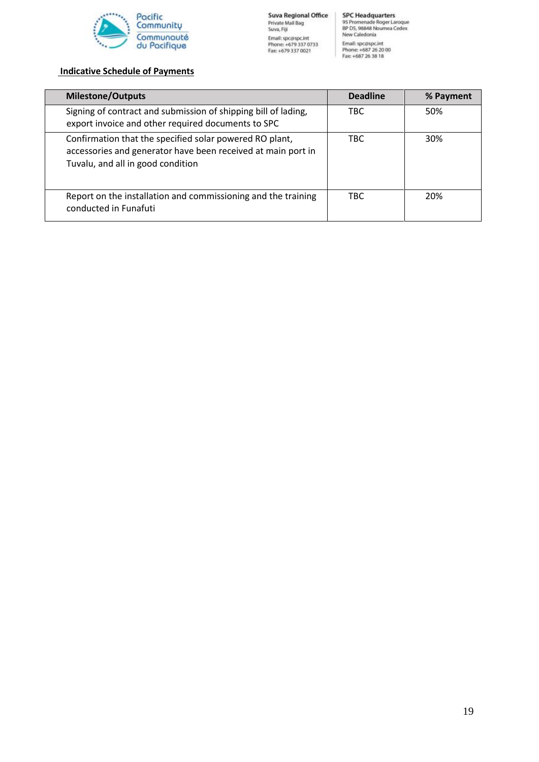**Indicative Schedule of Payments**

| Milestone/Outputs | Deadline | % Payment |
|---|---|---|
| Signing of contract and submission of shipping bill of lading, export invoice and other required documents to SPC | TBC | 50% |
| Confirmation that the specified solar powered RO plant, accessories and generator have been received at main port in Tuvalu, and all in good condition | TBC | 30% |
| Report on the installation and commissioning and the training conducted in Funafuti | TBC | 20% |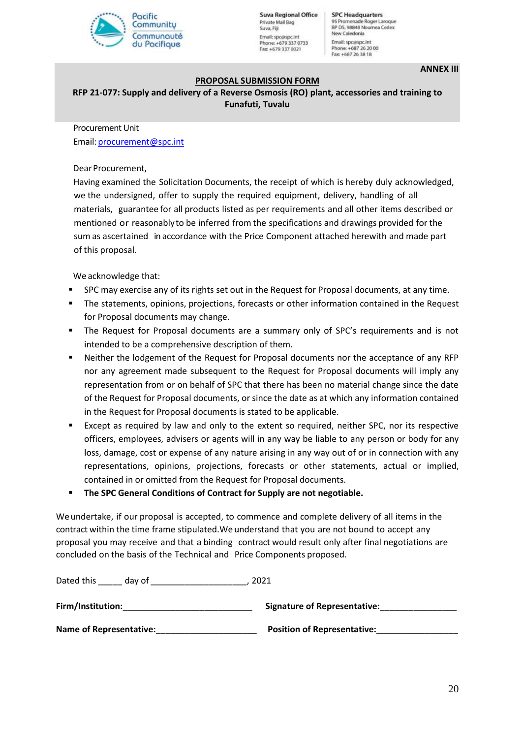Suva Regional Office
Private Mail Bag
Suva, Fiji
Email: spc@spc.int
Phone: +679 337 0733
Fax: +679 337 0021

SPC Headquarters
95 Promenade Roger Laroque
BP D5, 98848 Noumea Cedex
New Caledonia
Email: spc@spc.int
Phone: +687 26 20 00
Fax: +687 26 38 18

**ANNEX III**

## PROPOSAL SUBMISSION FORM

**RFP 21-077: Supply and delivery of a Reverse Osmosis (RO) plant, accessories and training to Funafuti, Tuvalu**

Procurement Unit
Email: procurement@spc.int

Dear Procurement,

Having examined the Solicitation Documents, the receipt of which is hereby duly acknowledged, we the undersigned, offer to supply the required equipment, delivery, handling of all materials, guarantee for all products listed as per requirements and all other items described or mentioned or reasonably to be inferred from the specifications and drawings provided for the sum as ascertained in accordance with the Price Component attached herewith and made part of this proposal.

We acknowledge that:

- SPC may exercise any of its rights set out in the Request for Proposal documents, at any time.
- The statements, opinions, projections, forecasts or other information contained in the Request for Proposal documents may change.
- The Request for Proposal documents are a summary only of SPC's requirements and is not intended to be a comprehensive description of them.
- Neither the lodgement of the Request for Proposal documents nor the acceptance of any RFP nor any agreement made subsequent to the Request for Proposal documents will imply any representation from or on behalf of SPC that there has been no material change since the date of the Request for Proposal documents, or since the date as at which any information contained in the Request for Proposal documents is stated to be applicable.
- Except as required by law and only to the extent so required, neither SPC, nor its respective officers, employees, advisers or agents will in any way be liable to any person or body for any loss, damage, cost or expense of any nature arising in any way out of or in connection with any representations, opinions, projections, forecasts or other statements, actual or implied, contained in or omitted from the Request for Proposal documents.
- **The SPC General Conditions of Contract for Supply are not negotiable.**

We undertake, if our proposal is accepted, to commence and complete delivery of all items in the contract within the time frame stipulated. We understand that you are not bound to accept any proposal you may receive and that a binding contract would result only after final negotiations are concluded on the basis of the Technical and Price Components proposed.

Dated this _____ day of ___________________, 2021

**Firm/Institution:**___________________________ **Signature of Representative:**________________

**Name of Representative:**_____________________ **Position of Representative:**_________________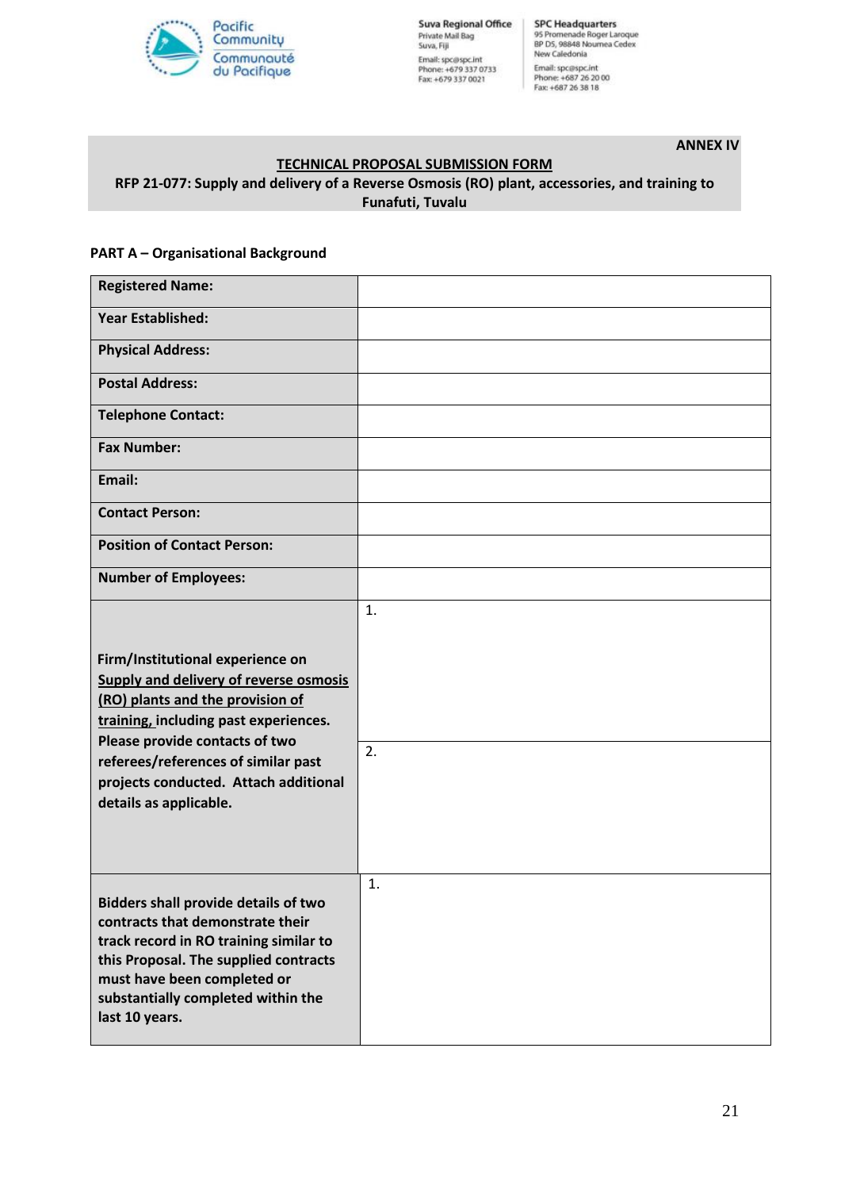Pacific Community
Communauté du Pacifique

**Suva Regional Office**
Private Mail Bag
Suva, Fiji
Email: spc@spc.int
Phone: +679 337 0733
Fax: +679 337 0021

**SPC Headquarters**
95 Promenade Roger Laroque
BP D5, 98848 Noumea Cedex
New Caledonia
Email: spc@spc.int
Phone: +687 26 20 00
Fax: +687 26 38 18

**ANNEX IV**

**TECHNICAL PROPOSAL SUBMISSION FORM**

**RFP 21-077: Supply and delivery of a Reverse Osmosis (RO) plant, accessories, and training to Funafuti, Tuvalu**

**PART A – Organisational Background**

| | |
|---|---|
| **Registered Name:** | |
| **Year Established:** | |
| **Physical Address:** | |
| **Postal Address:** | |
| **Telephone Contact:** | |
| **Fax Number:** | |
| **Email:** | |
| **Contact Person:** | |
| **Position of Contact Person:** | |
| **Number of Employees:** | |
| **Firm/Institutional experience on Supply and delivery of reverse osmosis (RO) plants and the provision of training, including past experiences. Please provide contacts of two referees/references of similar past projects conducted. Attach additional details as applicable.** | 1. |
| | 2. |
| **Bidders shall provide details of two contracts that demonstrate their track record in RO training similar to this Proposal. The supplied contracts must have been completed or substantially completed within the last 10 years.** | 1. |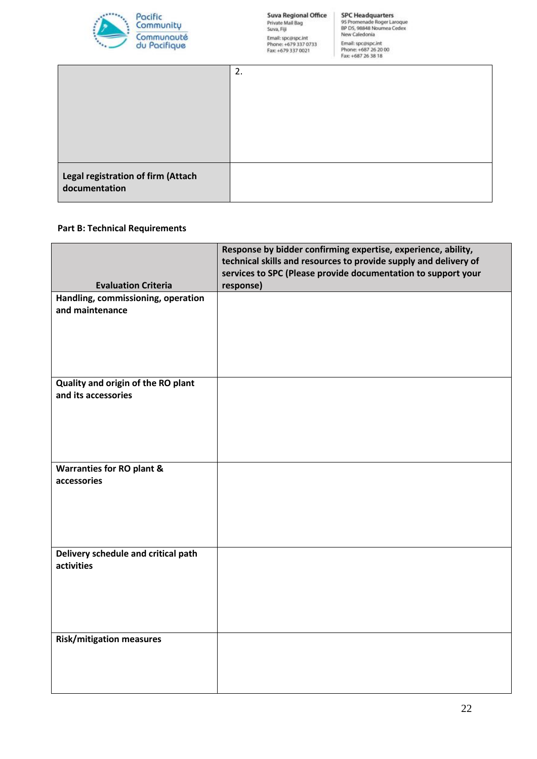| | |
|---|---|
| | 2. |
| **Legal registration of firm (Attach documentation** | |

**Part B: Technical Requirements**

| Evaluation Criteria | Response by bidder confirming expertise, experience, ability, technical skills and resources to provide supply and delivery of services to SPC (Please provide documentation to support your response) |
|---|---|
| **Handling, commissioning, operation and maintenance** | |
| **Quality and origin of the RO plant and its accessories** | |
| **Warranties for RO plant & accessories** | |
| **Delivery schedule and critical path activities** | |
| **Risk/mitigation measures** | |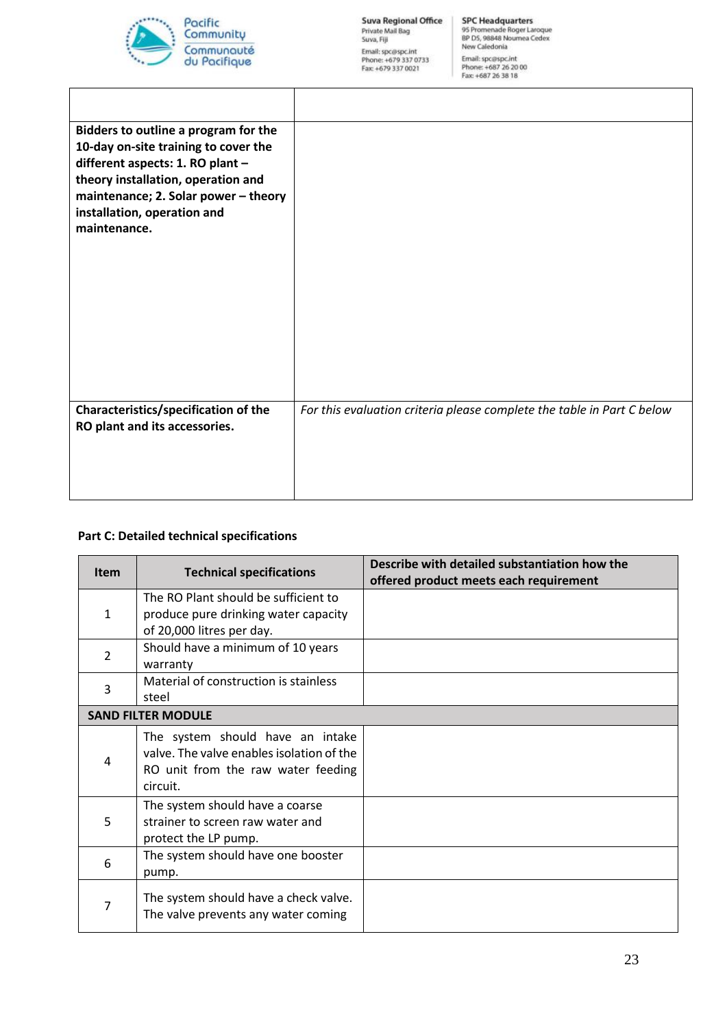| | |
|---|---|
| **Bidders to outline a program for the 10-day on-site training to cover the different aspects: 1. RO plant – theory installation, operation and maintenance; 2. Solar power – theory installation, operation and maintenance.** | |
| **Characteristics/specification of the RO plant and its accessories.** | *For this evaluation criteria please complete the table in Part C below* |

**Part C: Detailed technical specifications**

| Item | Technical specifications | Describe with detailed substantiation how the offered product meets each requirement |
|---|---|---|
| 1 | The RO Plant should be sufficient to produce pure drinking water capacity of 20,000 litres per day. | |
| 2 | Should have a minimum of 10 years warranty | |
| 3 | Material of construction is stainless steel | |
| **SAND FILTER MODULE** | | |
| 4 | The system should have an intake valve. The valve enables isolation of the RO unit from the raw water feeding circuit. | |
| 5 | The system should have a coarse strainer to screen raw water and protect the LP pump. | |
| 6 | The system should have one booster pump. | |
| 7 | The system should have a check valve. The valve prevents any water coming | |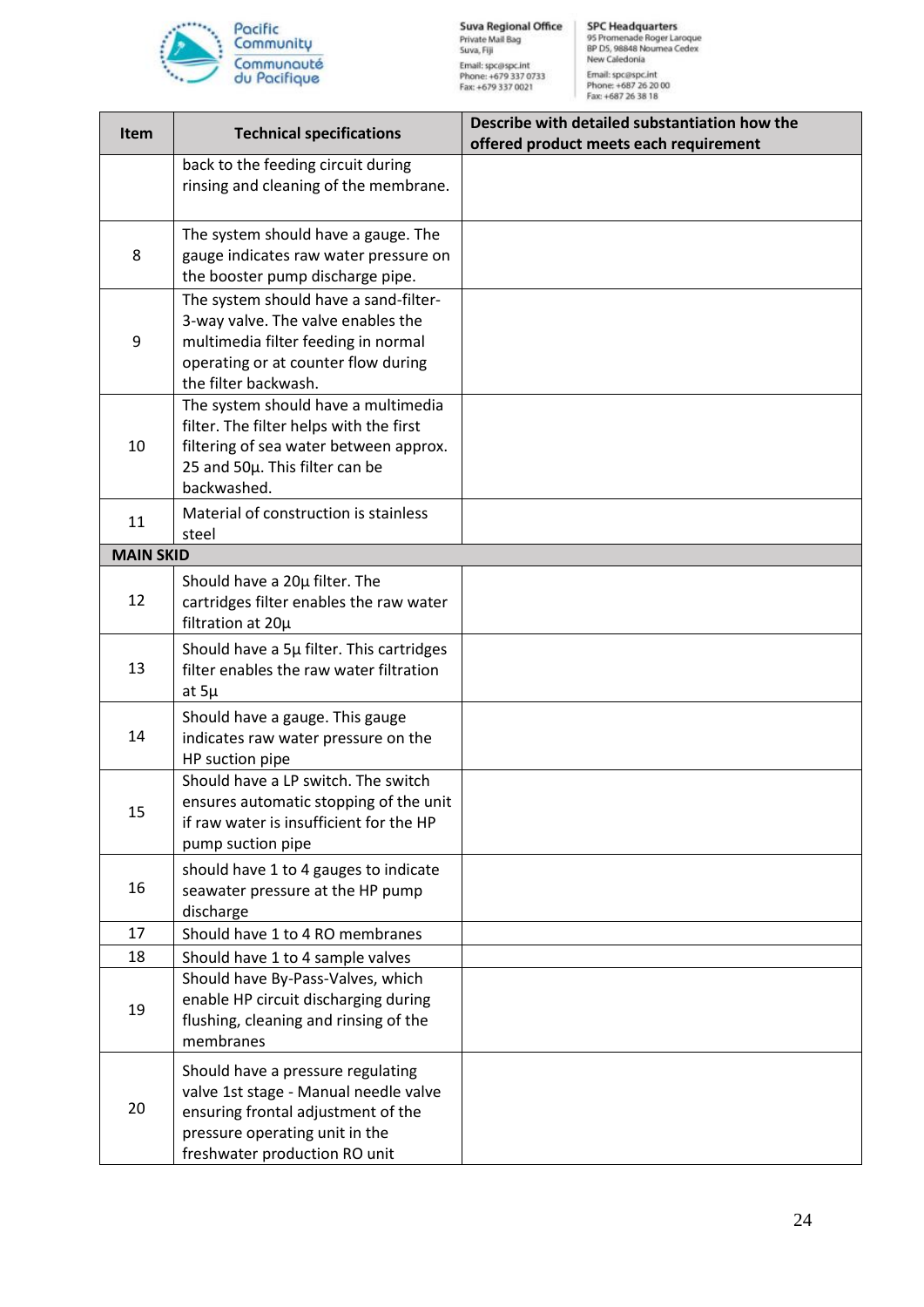| Item | Technical specifications | Describe with detailed substantiation how the offered product meets each requirement |
|---|---|---|
| | back to the feeding circuit during rinsing and cleaning of the membrane. | |
| 8 | The system should have a gauge. The gauge indicates raw water pressure on the booster pump discharge pipe. | |
| 9 | The system should have a sand-filter-3-way valve. The valve enables the multimedia filter feeding in normal operating or at counter flow during the filter backwash. | |
| 10 | The system should have a multimedia filter. The filter helps with the first filtering of sea water between approx. 25 and 50µ. This filter can be backwashed. | |
| 11 | Material of construction is stainless steel | |
| **MAIN SKID** | | |
| 12 | Should have a 20µ filter. The cartridges filter enables the raw water filtration at 20µ | |
| 13 | Should have a 5µ filter. This cartridges filter enables the raw water filtration at 5µ | |
| 14 | Should have a gauge. This gauge indicates raw water pressure on the HP suction pipe | |
| 15 | Should have a LP switch. The switch ensures automatic stopping of the unit if raw water is insufficient for the HP pump suction pipe | |
| 16 | should have 1 to 4 gauges to indicate seawater pressure at the HP pump discharge | |
| 17 | Should have 1 to 4 RO membranes | |
| 18 | Should have 1 to 4 sample valves | |
| 19 | Should have By-Pass-Valves, which enable HP circuit discharging during flushing, cleaning and rinsing of the membranes | |
| 20 | Should have a pressure regulating valve 1st stage - Manual needle valve ensuring frontal adjustment of the pressure operating unit in the freshwater production RO unit | |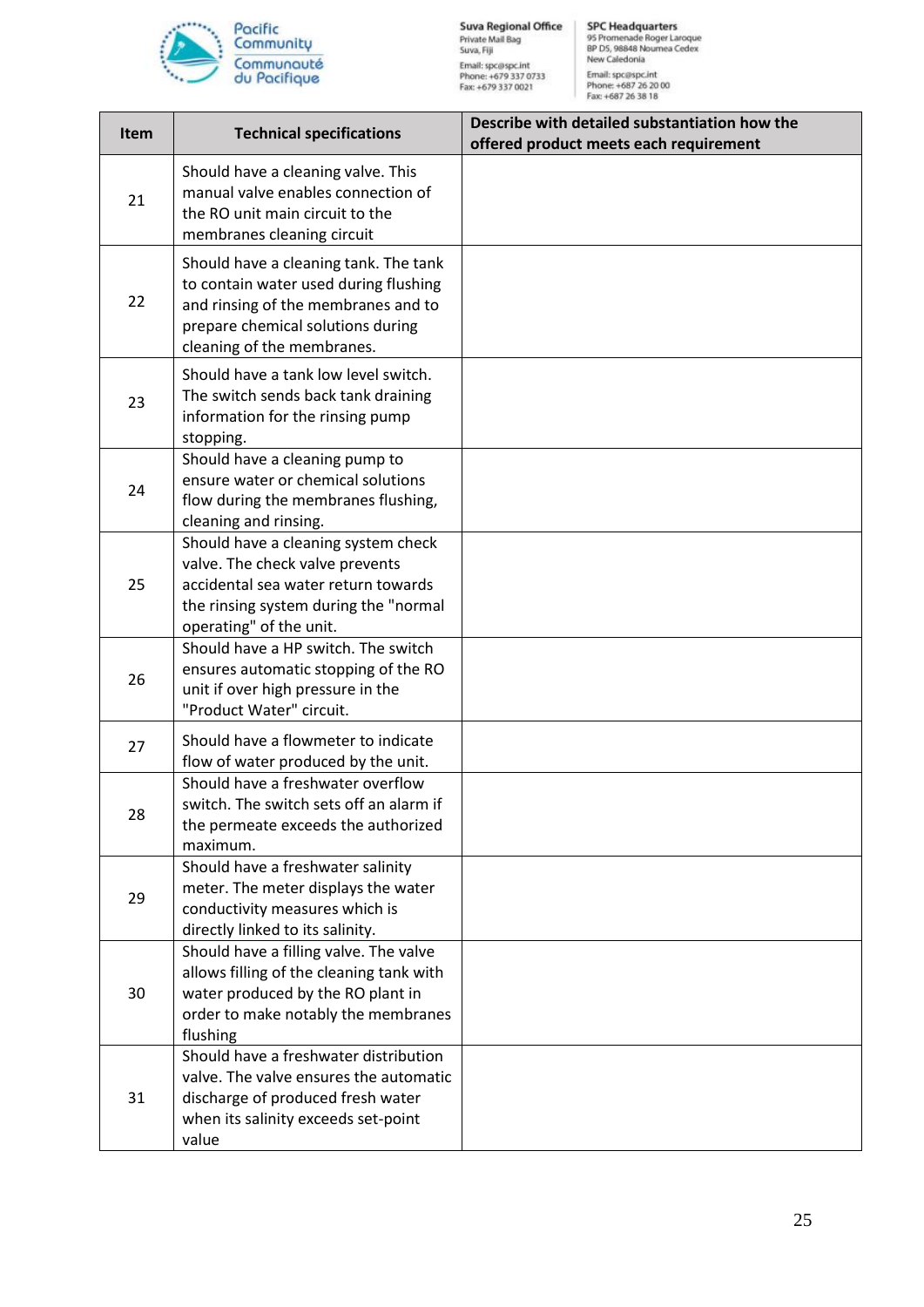| Item | Technical specifications | Describe with detailed substantiation how the offered product meets each requirement |
|---|---|---|
| 21 | Should have a cleaning valve. This manual valve enables connection of the RO unit main circuit to the membranes cleaning circuit | |
| 22 | Should have a cleaning tank. The tank to contain water used during flushing and rinsing of the membranes and to prepare chemical solutions during cleaning of the membranes. | |
| 23 | Should have a tank low level switch. The switch sends back tank draining information for the rinsing pump stopping. | |
| 24 | Should have a cleaning pump to ensure water or chemical solutions flow during the membranes flushing, cleaning and rinsing. | |
| 25 | Should have a cleaning system check valve. The check valve prevents accidental sea water return towards the rinsing system during the "normal operating" of the unit. | |
| 26 | Should have a HP switch. The switch ensures automatic stopping of the RO unit if over high pressure in the "Product Water" circuit. | |
| 27 | Should have a flowmeter to indicate flow of water produced by the unit. | |
| 28 | Should have a freshwater overflow switch. The switch sets off an alarm if the permeate exceeds the authorized maximum. | |
| 29 | Should have a freshwater salinity meter. The meter displays the water conductivity measures which is directly linked to its salinity. | |
| 30 | Should have a filling valve. The valve allows filling of the cleaning tank with water produced by the RO plant in order to make notably the membranes flushing | |
| 31 | Should have a freshwater distribution valve. The valve ensures the automatic discharge of produced fresh water when its salinity exceeds set-point value | |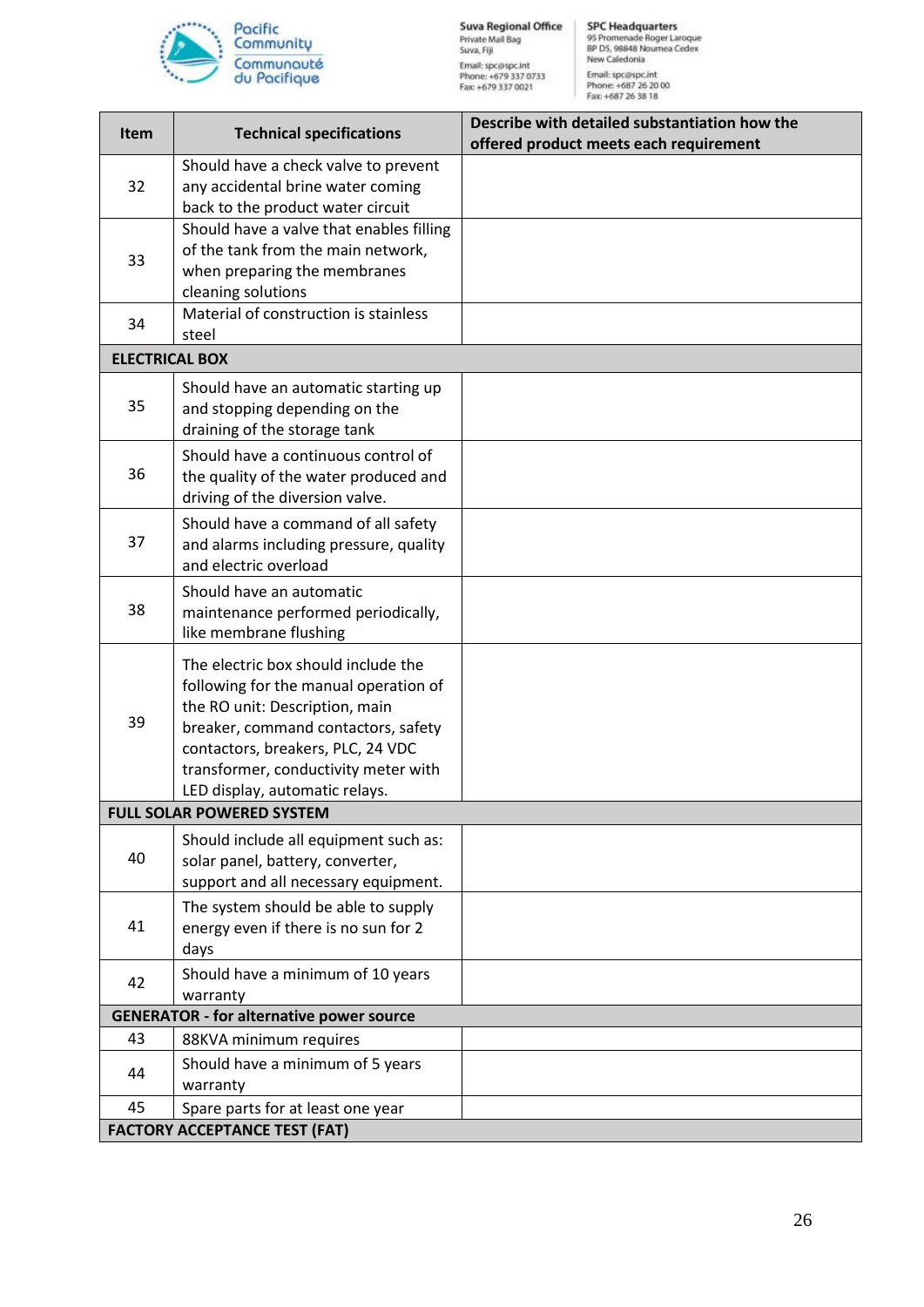| Item | Technical specifications | Describe with detailed substantiation how the offered product meets each requirement |
|---|---|---|
| 32 | Should have a check valve to prevent any accidental brine water coming back to the product water circuit | |
| 33 | Should have a valve that enables filling of the tank from the main network, when preparing the membranes cleaning solutions | |
| 34 | Material of construction is stainless steel | |
| **ELECTRICAL BOX** | | |
| 35 | Should have an automatic starting up and stopping depending on the draining of the storage tank | |
| 36 | Should have a continuous control of the quality of the water produced and driving of the diversion valve. | |
| 37 | Should have a command of all safety and alarms including pressure, quality and electric overload | |
| 38 | Should have an automatic maintenance performed periodically, like membrane flushing | |
| 39 | The electric box should include the following for the manual operation of the RO unit: Description, main breaker, command contactors, safety contactors, breakers, PLC, 24 VDC transformer, conductivity meter with LED display, automatic relays. | |
| **FULL SOLAR POWERED SYSTEM** | | |
| 40 | Should include all equipment such as: solar panel, battery, converter, support and all necessary equipment. | |
| 41 | The system should be able to supply energy even if there is no sun for 2 days | |
| 42 | Should have a minimum of 10 years warranty | |
| **GENERATOR - for alternative power source** | | |
| 43 | 88KVA minimum requires | |
| 44 | Should have a minimum of 5 years warranty | |
| 45 | Spare parts for at least one year | |
| **FACTORY ACCEPTANCE TEST (FAT)** | | |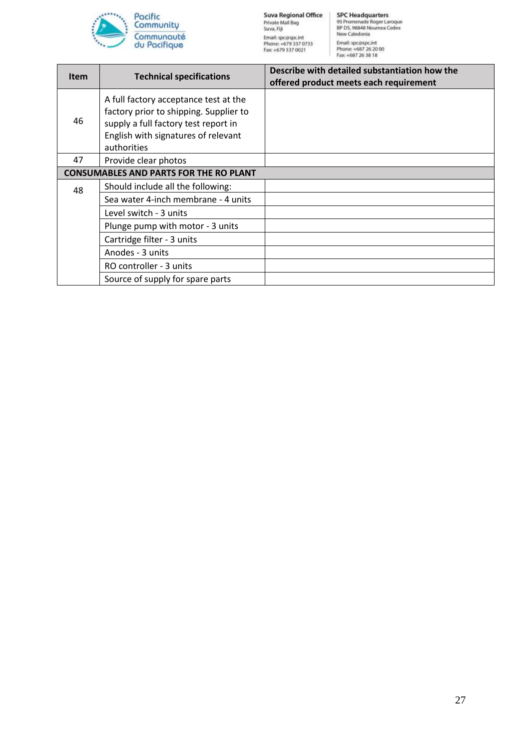| Item | Technical specifications | Describe with detailed substantiation how the offered product meets each requirement |
|---|---|---|
| 46 | A full factory acceptance test at the factory prior to shipping. Supplier to supply a full factory test report in English with signatures of relevant authorities | |
| 47 | Provide clear photos | |
| **CONSUMABLES AND PARTS FOR THE RO PLANT** | | |
| 48 | Should include all the following: | |
| | Sea water 4-inch membrane - 4 units | |
| | Level switch - 3 units | |
| | Plunge pump with motor - 3 units | |
| | Cartridge filter - 3 units | |
| | Anodes - 3 units | |
| | RO controller - 3 units | |
| | Source of supply for spare parts | |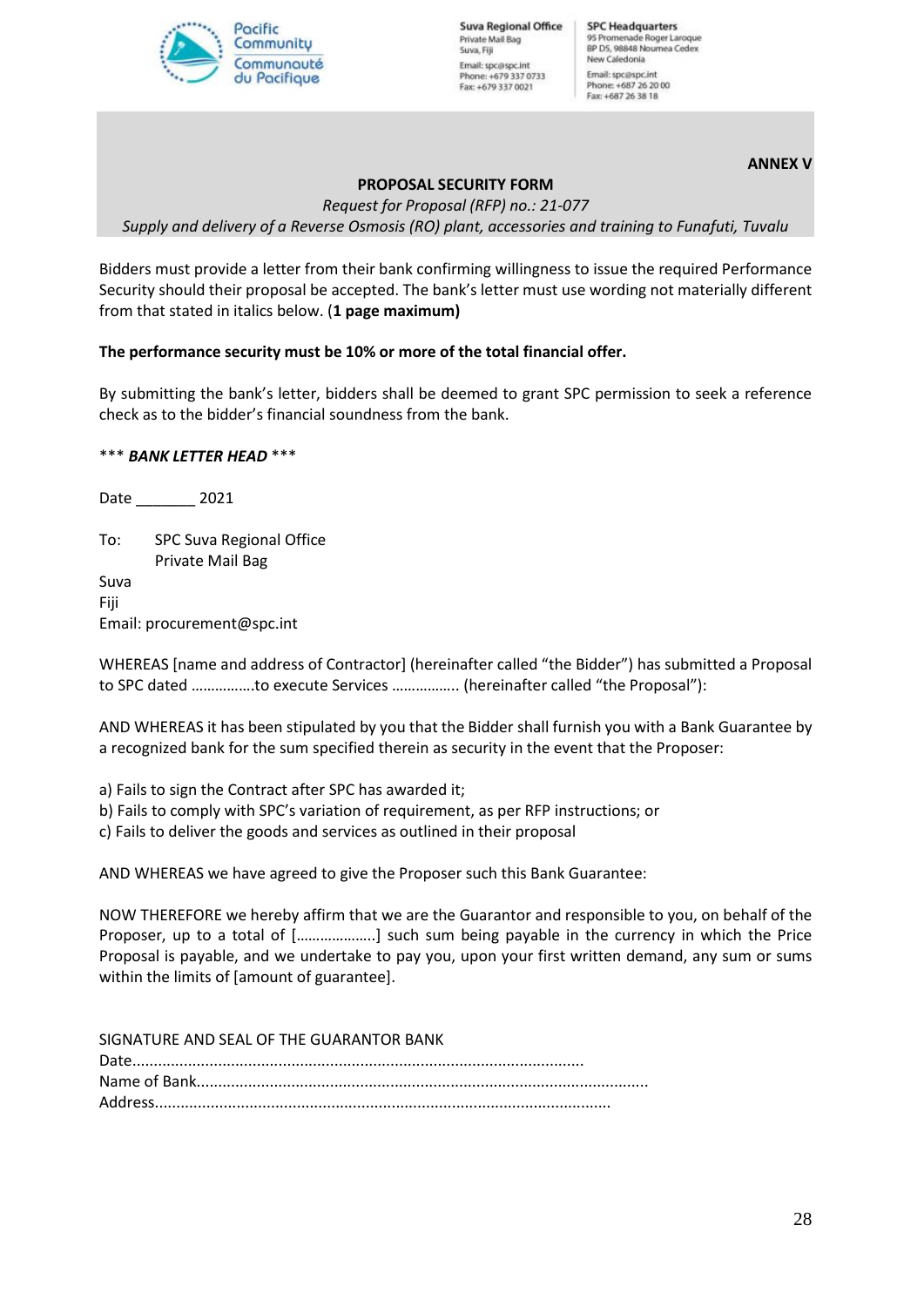**ANNEX V**

**PROPOSAL SECURITY FORM**

*Request for Proposal (RFP) no.: 21-077*

*Supply and delivery of a Reverse Osmosis (RO) plant, accessories and training to Funafuti, Tuvalu*

Bidders must provide a letter from their bank confirming willingness to issue the required Performance Security should their proposal be accepted. The bank's letter must use wording not materially different from that stated in italics below. (**1 page maximum)**

**The performance security must be 10% or more of the total financial offer.**

By submitting the bank's letter, bidders shall be deemed to grant SPC permission to seek a reference check as to the bidder's financial soundness from the bank.

\*\*\* ***BANK LETTER HEAD*** \*\*\*

Date _______ 2021

To: SPC Suva Regional Office
Private Mail Bag
Suva
Fiji
Email: procurement@spc.int

WHEREAS [name and address of Contractor] (hereinafter called "the Bidder") has submitted a Proposal to SPC dated …………….to execute Services …………….. (hereinafter called "the Proposal"):

AND WHEREAS it has been stipulated by you that the Bidder shall furnish you with a Bank Guarantee by a recognized bank for the sum specified therein as security in the event that the Proposer:

a) Fails to sign the Contract after SPC has awarded it;
b) Fails to comply with SPC's variation of requirement, as per RFP instructions; or
c) Fails to deliver the goods and services as outlined in their proposal

AND WHEREAS we have agreed to give the Proposer such this Bank Guarantee:

NOW THEREFORE we hereby affirm that we are the Guarantor and responsible to you, on behalf of the Proposer, up to a total of [………………..] such sum being payable in the currency in which the Price Proposal is payable, and we undertake to pay you, upon your first written demand, any sum or sums within the limits of [amount of guarantee].

SIGNATURE AND SEAL OF THE GUARANTOR BANK
Date.......................................................................................................
Name of Bank........................................................................................................
Address.........................................................................................................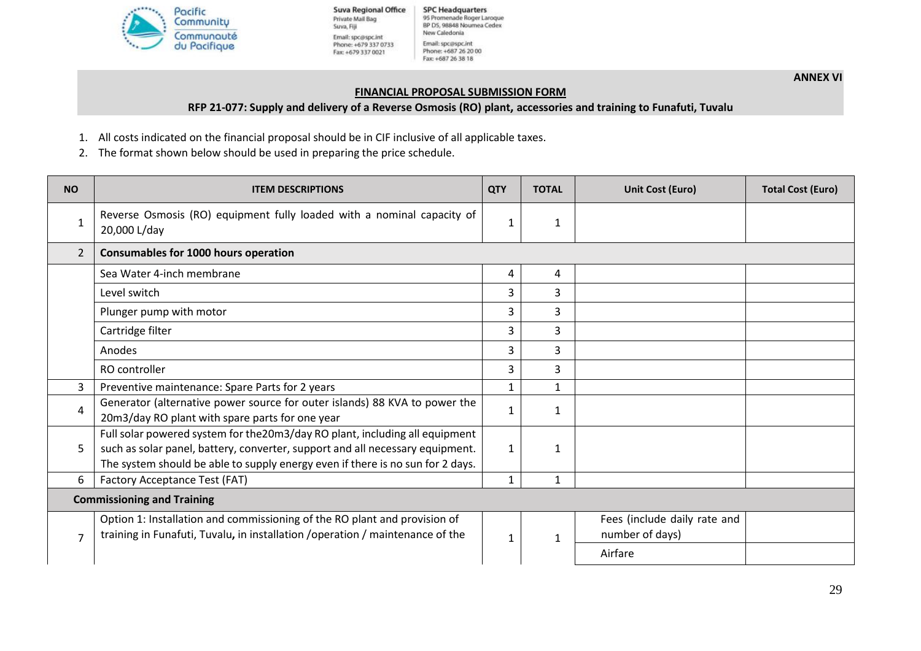**ANNEX VI**

**FINANCIAL PROPOSAL SUBMISSION FORM**

**RFP 21-077: Supply and delivery of a Reverse Osmosis (RO) plant, accessories and training to Funafuti, Tuvalu**

1. All costs indicated on the financial proposal should be in CIF inclusive of all applicable taxes.
2. The format shown below should be used in preparing the price schedule.

| NO | ITEM DESCRIPTIONS | QTY | TOTAL | Unit Cost (Euro) | Total Cost (Euro) |
|---|---|---|---|---|---|
| 1 | Reverse Osmosis (RO) equipment fully loaded with a nominal capacity of 20,000 L/day | 1 | 1 | | |
| 2 | **Consumables for 1000 hours operation** | | | | |
| | Sea Water 4-inch membrane | 4 | 4 | | |
| | Level switch | 3 | 3 | | |
| | Plunger pump with motor | 3 | 3 | | |
| | Cartridge filter | 3 | 3 | | |
| | Anodes | 3 | 3 | | |
| | RO controller | 3 | 3 | | |
| 3 | Preventive maintenance: Spare Parts for 2 years | 1 | 1 | | |
| 4 | Generator (alternative power source for outer islands) 88 KVA to power the 20m3/day RO plant with spare parts for one year | 1 | 1 | | |
| 5 | Full solar powered system for the20m3/day RO plant, including all equipment such as solar panel, battery, converter, support and all necessary equipment. The system should be able to supply energy even if there is no sun for 2 days. | 1 | 1 | | |
| 6 | Factory Acceptance Test (FAT) | 1 | 1 | | |
| **Commissioning and Training** | | | | | |
| 7 | Option 1: Installation and commissioning of the RO plant and provision of training in Funafuti, Tuvalu, in installation /operation / maintenance of the | 1 | 1 | Fees (include daily rate and number of days) | |
| | | | | Airfare | |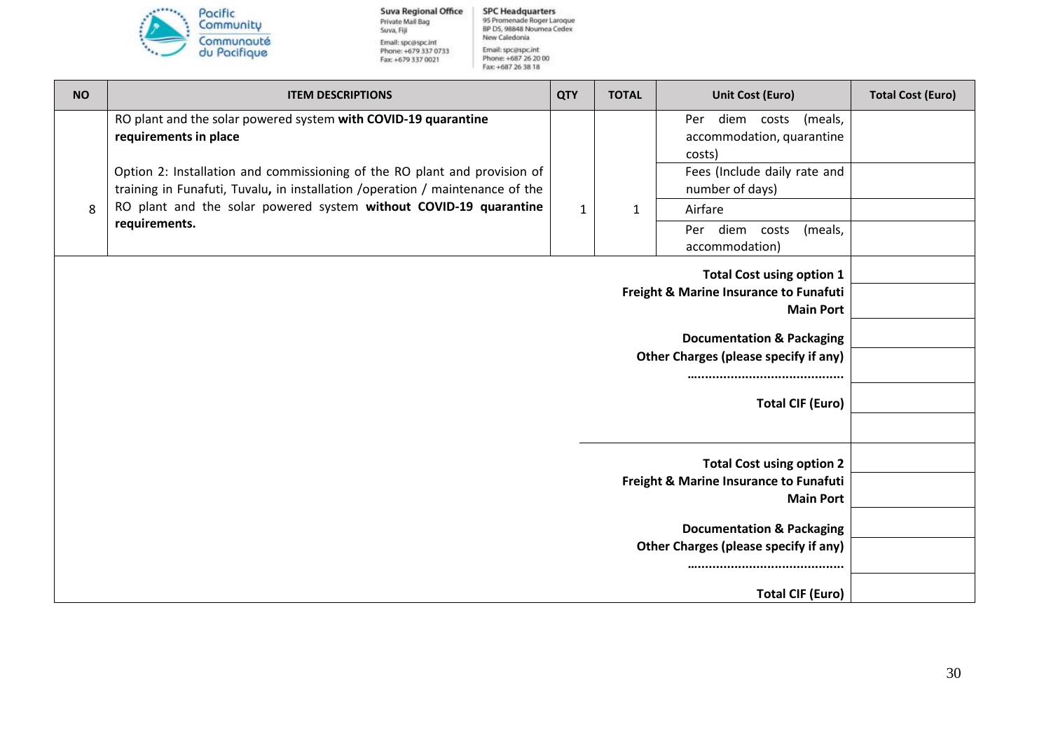| NO | ITEM DESCRIPTIONS | QTY | TOTAL | Unit Cost (Euro) | Total Cost (Euro) |
|---|---|---|---|---|---|
| 8 | RO plant and the solar powered system **with COVID-19 quarantine requirements in place**<br><br>Option 2: Installation and commissioning of the RO plant and provision of training in Funafuti, Tuvalu, in installation /operation / maintenance of the RO plant and the solar powered system **without COVID-19 quarantine requirements.** | 1 | 1 | Per diem costs (meals, accommodation, quarantine costs) | |
| | | | | Fees (Include daily rate and number of days) | |
| | | | | Airfare | |
| | | | | Per diem costs (meals, accommodation) | |
| | | | | **Total Cost using option 1** | |
| | | | | **Freight & Marine Insurance to Funafuti Main Port** | |
| | | | | **Documentation & Packaging** | |
| | | | | **Other Charges (please specify if any) ……………………………………** | |
| | | | | **Total CIF (Euro)** | |
| | | | | | |
| | | | | **Total Cost using option 2** | |
| | | | | **Freight & Marine Insurance to Funafuti Main Port** | |
| | | | | **Documentation & Packaging** | |
| | | | | **Other Charges (please specify if any) ……………………………………** | |
| | | | | **Total CIF (Euro)** | |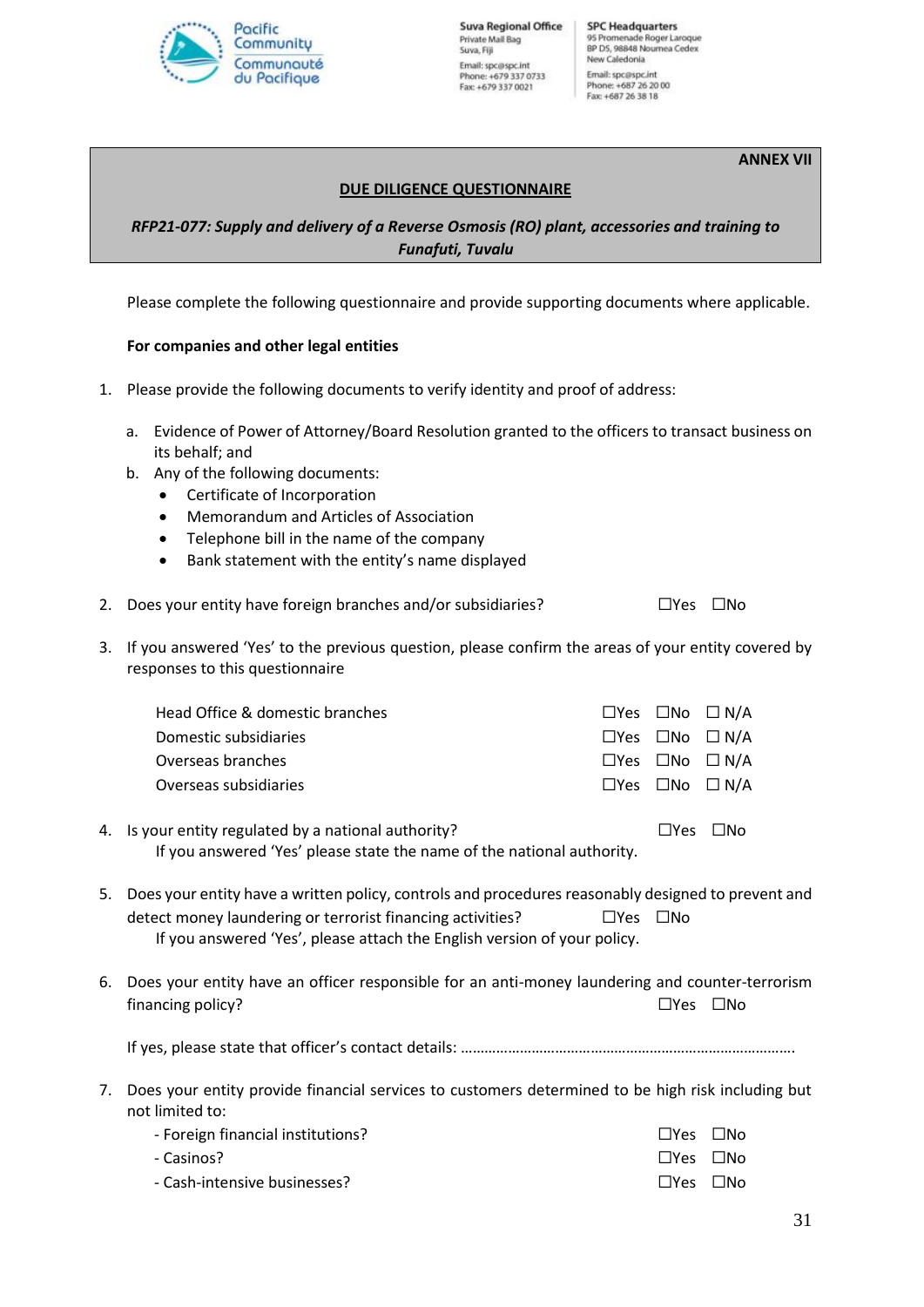**ANNEX VII**

## DUE DILIGENCE QUESTIONNAIRE

***RFP21-077: Supply and delivery of a Reverse Osmosis (RO) plant, accessories and training to Funafuti, Tuvalu***

Please complete the following questionnaire and provide supporting documents where applicable.

**For companies and other legal entities**

1. Please provide the following documents to verify identity and proof of address:

   a. Evidence of Power of Attorney/Board Resolution granted to the officers to transact business on its behalf; and
   b. Any of the following documents:
      - Certificate of Incorporation
      - Memorandum and Articles of Association
      - Telephone bill in the name of the company
      - Bank statement with the entity's name displayed

2. Does your entity have foreign branches and/or subsidiaries? ☐Yes ☐No

3. If you answered 'Yes' to the previous question, please confirm the areas of your entity covered by responses to this questionnaire

| | | | |
|---|---|---|---|
| Head Office & domestic branches | ☐Yes | ☐No | ☐ N/A |
| Domestic subsidiaries | ☐Yes | ☐No | ☐ N/A |
| Overseas branches | ☐Yes | ☐No | ☐ N/A |
| Overseas subsidiaries | ☐Yes | ☐No | ☐ N/A |

4. Is your entity regulated by a national authority? ☐Yes ☐No
   If you answered 'Yes' please state the name of the national authority.

5. Does your entity have a written policy, controls and procedures reasonably designed to prevent and detect money laundering or terrorist financing activities? ☐Yes ☐No
   If you answered 'Yes', please attach the English version of your policy.

6. Does your entity have an officer responsible for an anti-money laundering and counter-terrorism financing policy? ☐Yes ☐No

   If yes, please state that officer's contact details: ……………………………………………………………………….

7. Does your entity provide financial services to customers determined to be high risk including but not limited to:
   - Foreign financial institutions? ☐Yes ☐No
   - Casinos? ☐Yes ☐No
   - Cash-intensive businesses? ☐Yes ☐No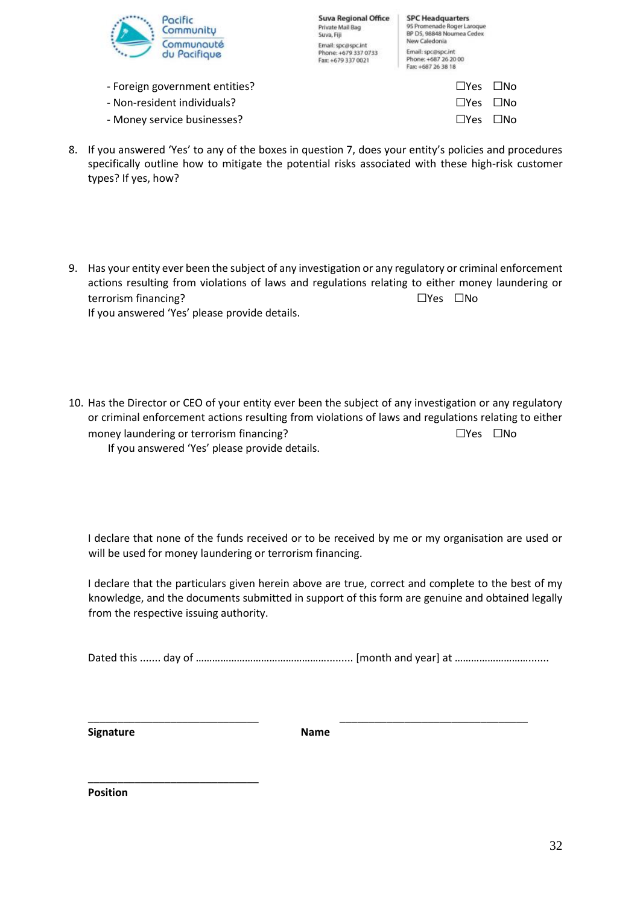- Foreign government entities? ☐Yes ☐No
- Non-resident individuals? ☐Yes ☐No
- Money service businesses? ☐Yes ☐No

8. If you answered 'Yes' to any of the boxes in question 7, does your entity's policies and procedures specifically outline how to mitigate the potential risks associated with these high-risk customer types? If yes, how?

9. Has your entity ever been the subject of any investigation or any regulatory or criminal enforcement actions resulting from violations of laws and regulations relating to either money laundering or terrorism financing? ☐Yes ☐No
   If you answered 'Yes' please provide details.

10. Has the Director or CEO of your entity ever been the subject of any investigation or any regulatory or criminal enforcement actions resulting from violations of laws and regulations relating to either money laundering or terrorism financing? ☐Yes ☐No
    If you answered 'Yes' please provide details.

I declare that none of the funds received or to be received by me or my organisation are used or will be used for money laundering or terrorism financing.

I declare that the particulars given herein above are true, correct and complete to the best of my knowledge, and the documents submitted in support of this form are genuine and obtained legally from the respective issuing authority.

Dated this ....... day of ......................................................... [month and year] at .................................

______________________________ ______________________________

**Signature** **Name**

______________________________

**Position**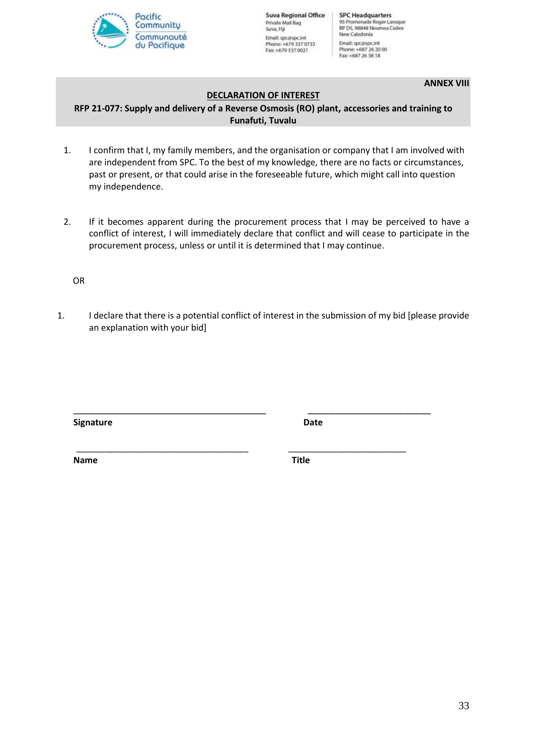Pacific Community
Communauté du Pacifique

**Suva Regional Office**
Private Mail Bag
Suva, Fiji
Email: spc@spc.int
Phone: +679 337 0733
Fax: +679 337 0021

**SPC Headquarters**
95 Promenade Roger Laroque
BP D5, 98848 Noumea Cedex
New Caledonia
Email: spc@spc.int
Phone: +687 26 20 00
Fax: +687 26 38 18

**ANNEX VIII**

## DECLARATION OF INTEREST

**RFP 21-077: Supply and delivery of a Reverse Osmosis (RO) plant, accessories and training to Funafuti, Tuvalu**

1. I confirm that I, my family members, and the organisation or company that I am involved with are independent from SPC. To the best of my knowledge, there are no facts or circumstances, past or present, or that could arise in the foreseeable future, which might call into question my independence.

2. If it becomes apparent during the procurement process that I may be perceived to have a conflict of interest, I will immediately declare that conflict and will cease to participate in the procurement process, unless or until it is determined that I may continue.

OR

1. I declare that there is a potential conflict of interest in the submission of my bid [please provide an explanation with your bid]

\_\_\_\_\_\_\_\_\_\_\_\_\_\_\_\_\_\_\_\_\_\_\_\_\_\_\_\_\_\_\_\_\_\_\_\_\_\_\_\_ &nbsp;&nbsp;&nbsp;&nbsp; \_\_\_\_\_\_\_\_\_\_\_\_\_\_\_\_\_\_\_\_\_\_\_\_\_\_
**Signature** &nbsp;&nbsp;&nbsp;&nbsp;&nbsp;&nbsp;&nbsp;&nbsp;&nbsp;&nbsp;&nbsp;&nbsp;&nbsp;&nbsp;&nbsp;&nbsp;&nbsp;&nbsp;&nbsp;&nbsp;&nbsp;&nbsp;&nbsp;&nbsp;&nbsp;&nbsp;&nbsp;&nbsp; **Date**

\_\_\_\_\_\_\_\_\_\_\_\_\_\_\_\_\_\_\_\_\_\_\_\_\_\_\_\_\_\_\_\_\_\_\_\_\_\_\_\_ &nbsp;&nbsp;&nbsp;&nbsp; \_\_\_\_\_\_\_\_\_\_\_\_\_\_\_\_\_\_\_\_\_\_\_\_\_\_
**Name** &nbsp;&nbsp;&nbsp;&nbsp;&nbsp;&nbsp;&nbsp;&nbsp;&nbsp;&nbsp;&nbsp;&nbsp;&nbsp;&nbsp;&nbsp;&nbsp;&nbsp;&nbsp;&nbsp;&nbsp;&nbsp;&nbsp;&nbsp;&nbsp;&nbsp;&nbsp;&nbsp;&nbsp;&nbsp;&nbsp;&nbsp;&nbsp; **Title**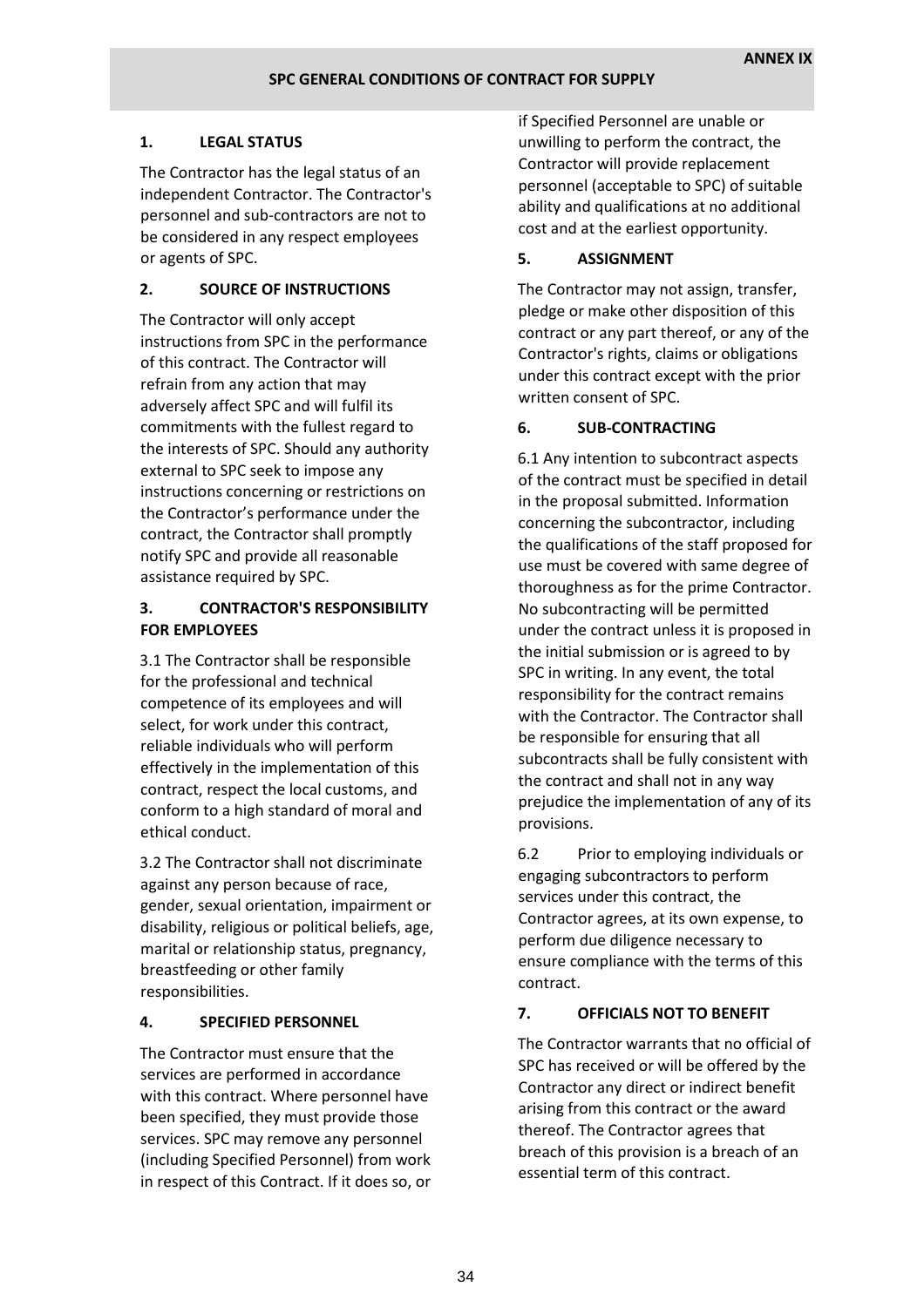**ANNEX IX**

## SPC GENERAL CONDITIONS OF CONTRACT FOR SUPPLY

### 1. LEGAL STATUS

The Contractor has the legal status of an independent Contractor. The Contractor's personnel and sub-contractors are not to be considered in any respect employees or agents of SPC.

### 2. SOURCE OF INSTRUCTIONS

The Contractor will only accept instructions from SPC in the performance of this contract. The Contractor will refrain from any action that may adversely affect SPC and will fulfil its commitments with the fullest regard to the interests of SPC. Should any authority external to SPC seek to impose any instructions concerning or restrictions on the Contractor's performance under the contract, the Contractor shall promptly notify SPC and provide all reasonable assistance required by SPC.

### 3. CONTRACTOR'S RESPONSIBILITY FOR EMPLOYEES

3.1 The Contractor shall be responsible for the professional and technical competence of its employees and will select, for work under this contract, reliable individuals who will perform effectively in the implementation of this contract, respect the local customs, and conform to a high standard of moral and ethical conduct.

3.2 The Contractor shall not discriminate against any person because of race, gender, sexual orientation, impairment or disability, religious or political beliefs, age, marital or relationship status, pregnancy, breastfeeding or other family responsibilities.

### 4. SPECIFIED PERSONNEL

The Contractor must ensure that the services are performed in accordance with this contract. Where personnel have been specified, they must provide those services. SPC may remove any personnel (including Specified Personnel) from work in respect of this Contract. If it does so, or if Specified Personnel are unable or unwilling to perform the contract, the Contractor will provide replacement personnel (acceptable to SPC) of suitable ability and qualifications at no additional cost and at the earliest opportunity.

### 5. ASSIGNMENT

The Contractor may not assign, transfer, pledge or make other disposition of this contract or any part thereof, or any of the Contractor's rights, claims or obligations under this contract except with the prior written consent of SPC.

### 6. SUB-CONTRACTING

6.1 Any intention to subcontract aspects of the contract must be specified in detail in the proposal submitted. Information concerning the subcontractor, including the qualifications of the staff proposed for use must be covered with same degree of thoroughness as for the prime Contractor. No subcontracting will be permitted under the contract unless it is proposed in the initial submission or is agreed to by SPC in writing. In any event, the total responsibility for the contract remains with the Contractor. The Contractor shall be responsible for ensuring that all subcontracts shall be fully consistent with the contract and shall not in any way prejudice the implementation of any of its provisions.

6.2 Prior to employing individuals or engaging subcontractors to perform services under this contract, the Contractor agrees, at its own expense, to perform due diligence necessary to ensure compliance with the terms of this contract.

### 7. OFFICIALS NOT TO BENEFIT

The Contractor warrants that no official of SPC has received or will be offered by the Contractor any direct or indirect benefit arising from this contract or the award thereof. The Contractor agrees that breach of this provision is a breach of an essential term of this contract.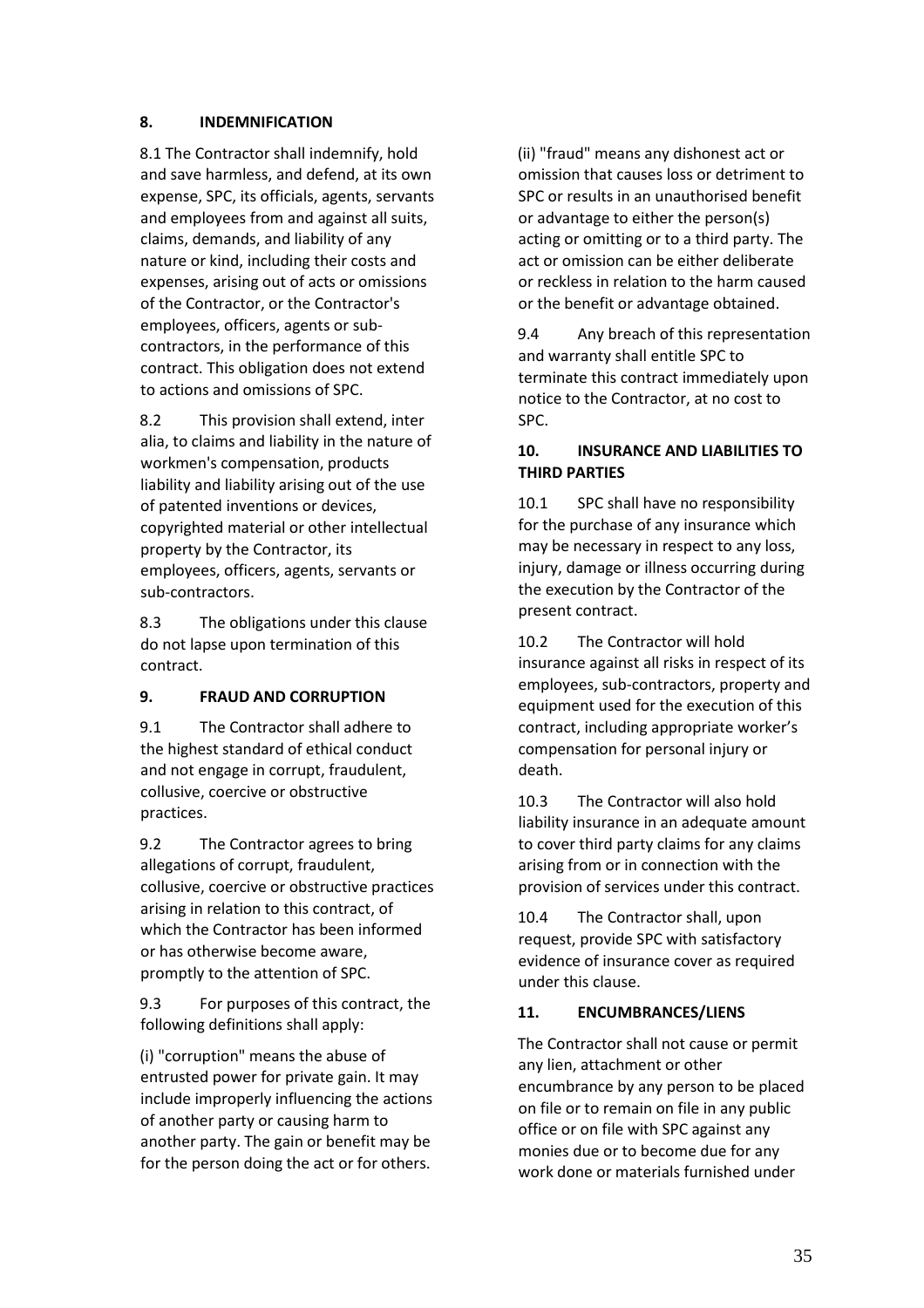## 8. INDEMNIFICATION

8.1 The Contractor shall indemnify, hold and save harmless, and defend, at its own expense, SPC, its officials, agents, servants and employees from and against all suits, claims, demands, and liability of any nature or kind, including their costs and expenses, arising out of acts or omissions of the Contractor, or the Contractor's employees, officers, agents or sub-contractors, in the performance of this contract. This obligation does not extend to actions and omissions of SPC.

8.2 This provision shall extend, inter alia, to claims and liability in the nature of workmen's compensation, products liability and liability arising out of the use of patented inventions or devices, copyrighted material or other intellectual property by the Contractor, its employees, officers, agents, servants or sub-contractors.

8.3 The obligations under this clause do not lapse upon termination of this contract.

## 9. FRAUD AND CORRUPTION

9.1 The Contractor shall adhere to the highest standard of ethical conduct and not engage in corrupt, fraudulent, collusive, coercive or obstructive practices.

9.2 The Contractor agrees to bring allegations of corrupt, fraudulent, collusive, coercive or obstructive practices arising in relation to this contract, of which the Contractor has been informed or has otherwise become aware, promptly to the attention of SPC.

9.3 For purposes of this contract, the following definitions shall apply:

(i) "corruption" means the abuse of entrusted power for private gain. It may include improperly influencing the actions of another party or causing harm to another party. The gain or benefit may be for the person doing the act or for others.

(ii) "fraud" means any dishonest act or omission that causes loss or detriment to SPC or results in an unauthorised benefit or advantage to either the person(s) acting or omitting or to a third party. The act or omission can be either deliberate or reckless in relation to the harm caused or the benefit or advantage obtained.

9.4 Any breach of this representation and warranty shall entitle SPC to terminate this contract immediately upon notice to the Contractor, at no cost to SPC.

## 10. INSURANCE AND LIABILITIES TO THIRD PARTIES

10.1 SPC shall have no responsibility for the purchase of any insurance which may be necessary in respect to any loss, injury, damage or illness occurring during the execution by the Contractor of the present contract.

10.2 The Contractor will hold insurance against all risks in respect of its employees, sub-contractors, property and equipment used for the execution of this contract, including appropriate worker's compensation for personal injury or death.

10.3 The Contractor will also hold liability insurance in an adequate amount to cover third party claims for any claims arising from or in connection with the provision of services under this contract.

10.4 The Contractor shall, upon request, provide SPC with satisfactory evidence of insurance cover as required under this clause.

## 11. ENCUMBRANCES/LIENS

The Contractor shall not cause or permit any lien, attachment or other encumbrance by any person to be placed on file or to remain on file in any public office or on file with SPC against any monies due or to become due for any work done or materials furnished under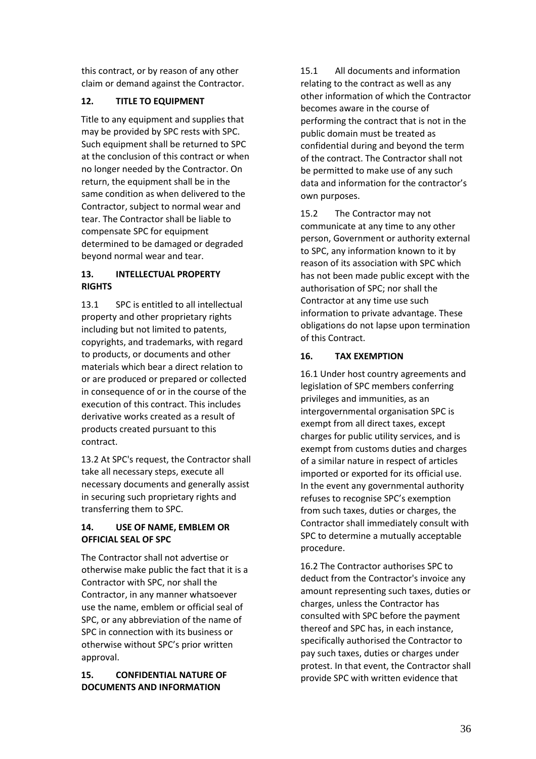this contract, or by reason of any other claim or demand against the Contractor.

## 12. TITLE TO EQUIPMENT

Title to any equipment and supplies that may be provided by SPC rests with SPC. Such equipment shall be returned to SPC at the conclusion of this contract or when no longer needed by the Contractor. On return, the equipment shall be in the same condition as when delivered to the Contractor, subject to normal wear and tear. The Contractor shall be liable to compensate SPC for equipment determined to be damaged or degraded beyond normal wear and tear.

## 13. INTELLECTUAL PROPERTY RIGHTS

13.1 SPC is entitled to all intellectual property and other proprietary rights including but not limited to patents, copyrights, and trademarks, with regard to products, or documents and other materials which bear a direct relation to or are produced or prepared or collected in consequence of or in the course of the execution of this contract. This includes derivative works created as a result of products created pursuant to this contract.

13.2 At SPC's request, the Contractor shall take all necessary steps, execute all necessary documents and generally assist in securing such proprietary rights and transferring them to SPC.

## 14. USE OF NAME, EMBLEM OR OFFICIAL SEAL OF SPC

The Contractor shall not advertise or otherwise make public the fact that it is a Contractor with SPC, nor shall the Contractor, in any manner whatsoever use the name, emblem or official seal of SPC, or any abbreviation of the name of SPC in connection with its business or otherwise without SPC's prior written approval.

## 15. CONFIDENTIAL NATURE OF DOCUMENTS AND INFORMATION

15.1 All documents and information relating to the contract as well as any other information of which the Contractor becomes aware in the course of performing the contract that is not in the public domain must be treated as confidential during and beyond the term of the contract. The Contractor shall not be permitted to make use of any such data and information for the contractor's own purposes.

15.2 The Contractor may not communicate at any time to any other person, Government or authority external to SPC, any information known to it by reason of its association with SPC which has not been made public except with the authorisation of SPC; nor shall the Contractor at any time use such information to private advantage. These obligations do not lapse upon termination of this Contract.

## 16. TAX EXEMPTION

16.1 Under host country agreements and legislation of SPC members conferring privileges and immunities, as an intergovernmental organisation SPC is exempt from all direct taxes, except charges for public utility services, and is exempt from customs duties and charges of a similar nature in respect of articles imported or exported for its official use. In the event any governmental authority refuses to recognise SPC's exemption from such taxes, duties or charges, the Contractor shall immediately consult with SPC to determine a mutually acceptable procedure.

16.2 The Contractor authorises SPC to deduct from the Contractor's invoice any amount representing such taxes, duties or charges, unless the Contractor has consulted with SPC before the payment thereof and SPC has, in each instance, specifically authorised the Contractor to pay such taxes, duties or charges under protest. In that event, the Contractor shall provide SPC with written evidence that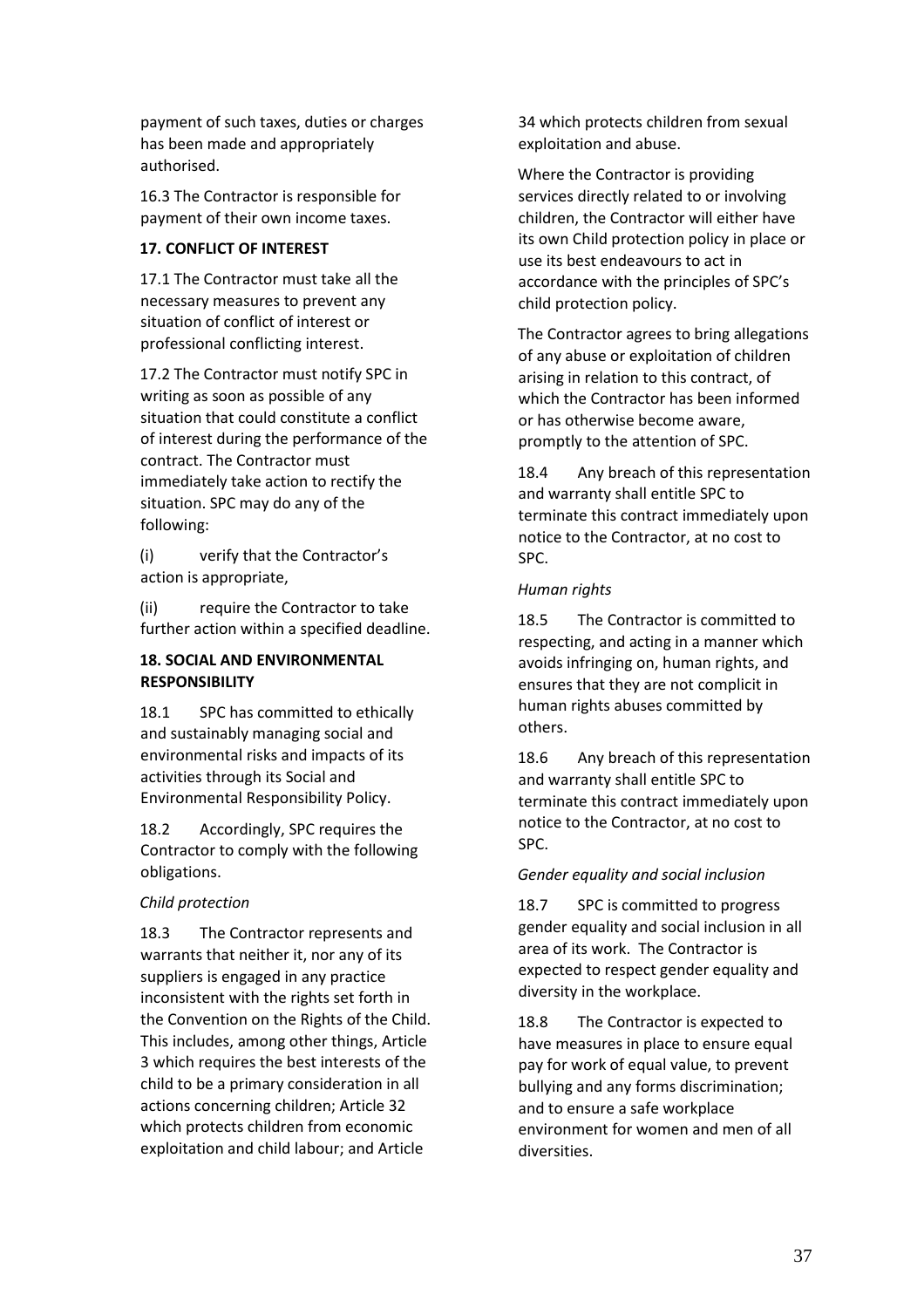payment of such taxes, duties or charges has been made and appropriately authorised.

16.3 The Contractor is responsible for payment of their own income taxes.

**17. CONFLICT OF INTEREST**

17.1 The Contractor must take all the necessary measures to prevent any situation of conflict of interest or professional conflicting interest.

17.2 The Contractor must notify SPC in writing as soon as possible of any situation that could constitute a conflict of interest during the performance of the contract. The Contractor must immediately take action to rectify the situation. SPC may do any of the following:

(i) verify that the Contractor's action is appropriate,

(ii) require the Contractor to take further action within a specified deadline.

**18. SOCIAL AND ENVIRONMENTAL RESPONSIBILITY**

18.1 SPC has committed to ethically and sustainably managing social and environmental risks and impacts of its activities through its Social and Environmental Responsibility Policy.

18.2 Accordingly, SPC requires the Contractor to comply with the following obligations.

*Child protection*

18.3 The Contractor represents and warrants that neither it, nor any of its suppliers is engaged in any practice inconsistent with the rights set forth in the Convention on the Rights of the Child. This includes, among other things, Article 3 which requires the best interests of the child to be a primary consideration in all actions concerning children; Article 32 which protects children from economic exploitation and child labour; and Article 34 which protects children from sexual exploitation and abuse.

Where the Contractor is providing services directly related to or involving children, the Contractor will either have its own Child protection policy in place or use its best endeavours to act in accordance with the principles of SPC's child protection policy.

The Contractor agrees to bring allegations of any abuse or exploitation of children arising in relation to this contract, of which the Contractor has been informed or has otherwise become aware, promptly to the attention of SPC.

18.4 Any breach of this representation and warranty shall entitle SPC to terminate this contract immediately upon notice to the Contractor, at no cost to SPC.

*Human rights*

18.5 The Contractor is committed to respecting, and acting in a manner which avoids infringing on, human rights, and ensures that they are not complicit in human rights abuses committed by others.

18.6 Any breach of this representation and warranty shall entitle SPC to terminate this contract immediately upon notice to the Contractor, at no cost to SPC.

*Gender equality and social inclusion*

18.7 SPC is committed to progress gender equality and social inclusion in all area of its work. The Contractor is expected to respect gender equality and diversity in the workplace.

18.8 The Contractor is expected to have measures in place to ensure equal pay for work of equal value, to prevent bullying and any forms discrimination; and to ensure a safe workplace environment for women and men of all diversities.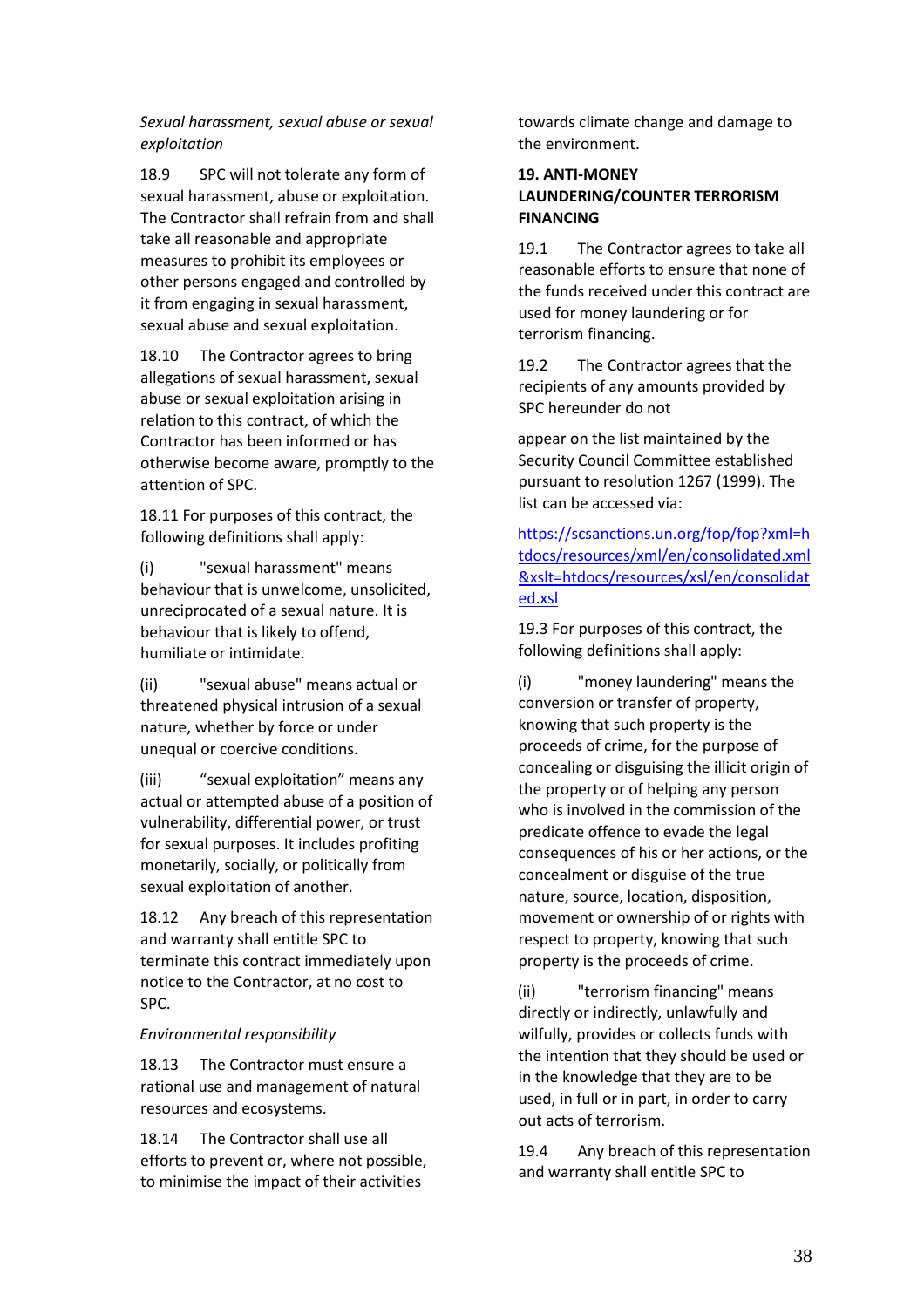*Sexual harassment, sexual abuse or sexual exploitation*

18.9 SPC will not tolerate any form of sexual harassment, abuse or exploitation. The Contractor shall refrain from and shall take all reasonable and appropriate measures to prohibit its employees or other persons engaged and controlled by it from engaging in sexual harassment, sexual abuse and sexual exploitation.

18.10 The Contractor agrees to bring allegations of sexual harassment, sexual abuse or sexual exploitation arising in relation to this contract, of which the Contractor has been informed or has otherwise become aware, promptly to the attention of SPC.

18.11 For purposes of this contract, the following definitions shall apply:

(i) "sexual harassment" means behaviour that is unwelcome, unsolicited, unreciprocated of a sexual nature. It is behaviour that is likely to offend, humiliate or intimidate.

(ii) "sexual abuse" means actual or threatened physical intrusion of a sexual nature, whether by force or under unequal or coercive conditions.

(iii) “sexual exploitation” means any actual or attempted abuse of a position of vulnerability, differential power, or trust for sexual purposes. It includes profiting monetarily, socially, or politically from sexual exploitation of another.

18.12 Any breach of this representation and warranty shall entitle SPC to terminate this contract immediately upon notice to the Contractor, at no cost to SPC.

*Environmental responsibility*

18.13 The Contractor must ensure a rational use and management of natural resources and ecosystems.

18.14 The Contractor shall use all efforts to prevent or, where not possible, to minimise the impact of their activities towards climate change and damage to the environment.

**19. ANTI-MONEY LAUNDERING/COUNTER TERRORISM FINANCING**

19.1 The Contractor agrees to take all reasonable efforts to ensure that none of the funds received under this contract are used for money laundering or for terrorism financing.

19.2 The Contractor agrees that the recipients of any amounts provided by SPC hereunder do not

appear on the list maintained by the Security Council Committee established pursuant to resolution 1267 (1999). The list can be accessed via:

https://scsanctions.un.org/fop/fop?xml=htdocs/resources/xml/en/consolidated.xml&xslt=htdocs/resources/xsl/en/consolidated.xsl

19.3 For purposes of this contract, the following definitions shall apply:

(i) "money laundering" means the conversion or transfer of property, knowing that such property is the proceeds of crime, for the purpose of concealing or disguising the illicit origin of the property or of helping any person who is involved in the commission of the predicate offence to evade the legal consequences of his or her actions, or the concealment or disguise of the true nature, source, location, disposition, movement or ownership of or rights with respect to property, knowing that such property is the proceeds of crime.

(ii) "terrorism financing" means directly or indirectly, unlawfully and wilfully, provides or collects funds with the intention that they should be used or in the knowledge that they are to be used, in full or in part, in order to carry out acts of terrorism.

19.4 Any breach of this representation and warranty shall entitle SPC to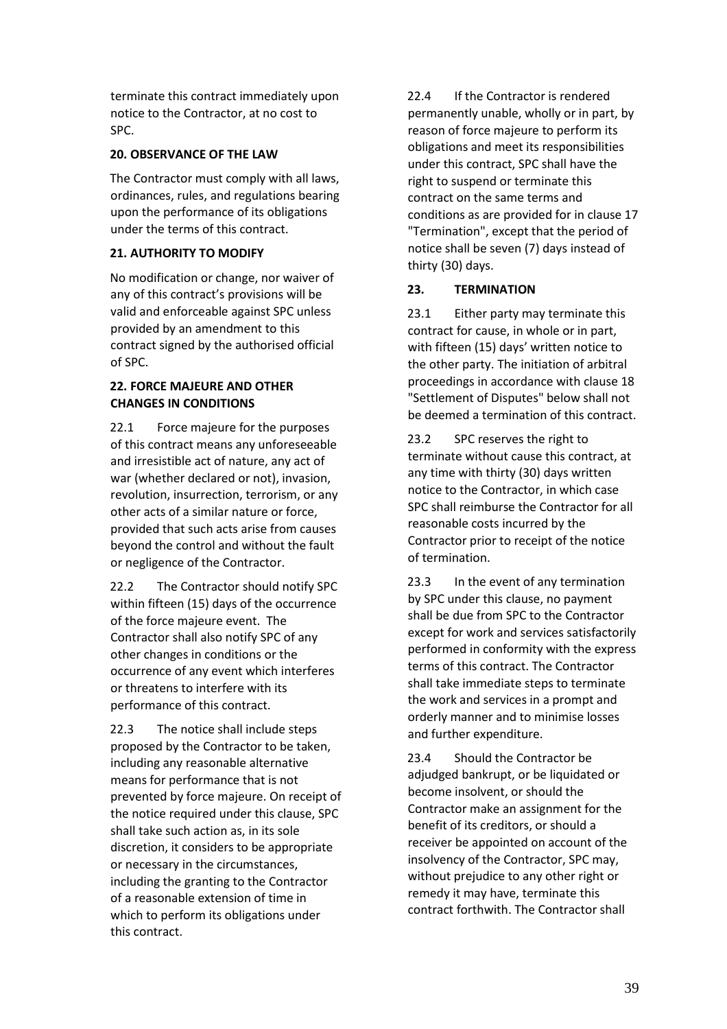terminate this contract immediately upon notice to the Contractor, at no cost to SPC.

### 20. OBSERVANCE OF THE LAW

The Contractor must comply with all laws, ordinances, rules, and regulations bearing upon the performance of its obligations under the terms of this contract.

### 21. AUTHORITY TO MODIFY

No modification or change, nor waiver of any of this contract's provisions will be valid and enforceable against SPC unless provided by an amendment to this contract signed by the authorised official of SPC.

### 22. FORCE MAJEURE AND OTHER CHANGES IN CONDITIONS

22.1 Force majeure for the purposes of this contract means any unforeseeable and irresistible act of nature, any act of war (whether declared or not), invasion, revolution, insurrection, terrorism, or any other acts of a similar nature or force, provided that such acts arise from causes beyond the control and without the fault or negligence of the Contractor.

22.2 The Contractor should notify SPC within fifteen (15) days of the occurrence of the force majeure event. The Contractor shall also notify SPC of any other changes in conditions or the occurrence of any event which interferes or threatens to interfere with its performance of this contract.

22.3 The notice shall include steps proposed by the Contractor to be taken, including any reasonable alternative means for performance that is not prevented by force majeure. On receipt of the notice required under this clause, SPC shall take such action as, in its sole discretion, it considers to be appropriate or necessary in the circumstances, including the granting to the Contractor of a reasonable extension of time in which to perform its obligations under this contract.

22.4 If the Contractor is rendered permanently unable, wholly or in part, by reason of force majeure to perform its obligations and meet its responsibilities under this contract, SPC shall have the right to suspend or terminate this contract on the same terms and conditions as are provided for in clause 17 "Termination", except that the period of notice shall be seven (7) days instead of thirty (30) days.

### 23. TERMINATION

23.1 Either party may terminate this contract for cause, in whole or in part, with fifteen (15) days' written notice to the other party. The initiation of arbitral proceedings in accordance with clause 18 "Settlement of Disputes" below shall not be deemed a termination of this contract.

23.2 SPC reserves the right to terminate without cause this contract, at any time with thirty (30) days written notice to the Contractor, in which case SPC shall reimburse the Contractor for all reasonable costs incurred by the Contractor prior to receipt of the notice of termination.

23.3 In the event of any termination by SPC under this clause, no payment shall be due from SPC to the Contractor except for work and services satisfactorily performed in conformity with the express terms of this contract. The Contractor shall take immediate steps to terminate the work and services in a prompt and orderly manner and to minimise losses and further expenditure.

23.4 Should the Contractor be adjudged bankrupt, or be liquidated or become insolvent, or should the Contractor make an assignment for the benefit of its creditors, or should a receiver be appointed on account of the insolvency of the Contractor, SPC may, without prejudice to any other right or remedy it may have, terminate this contract forthwith. The Contractor shall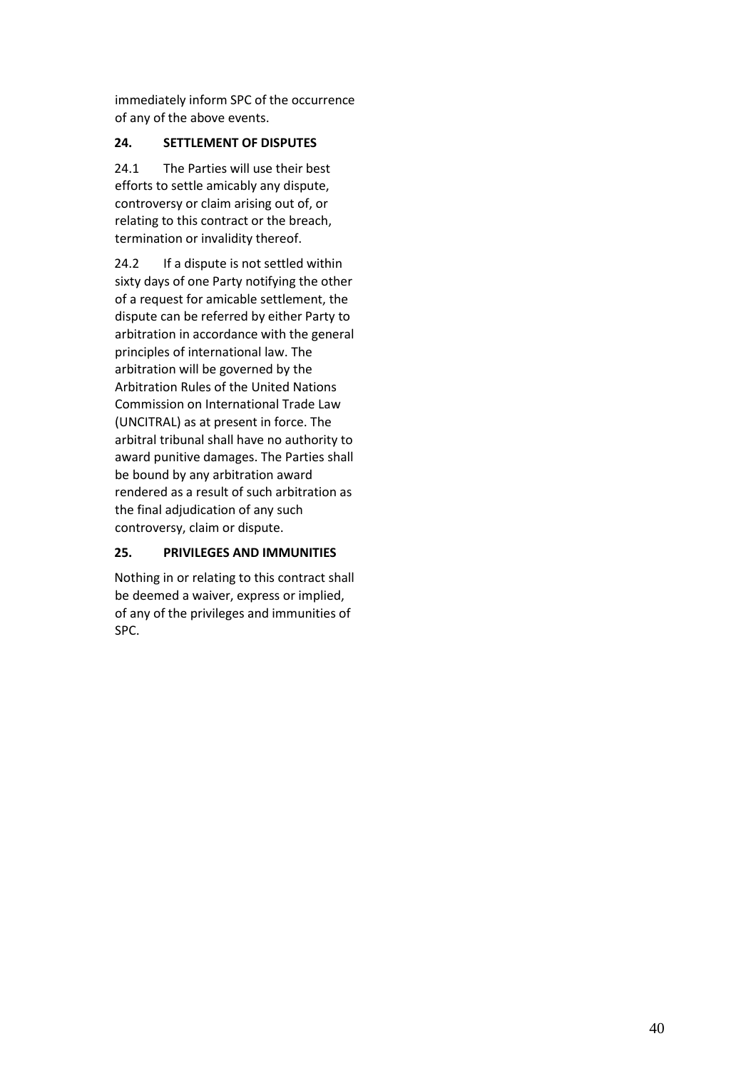immediately inform SPC of the occurrence of any of the above events.

**24. SETTLEMENT OF DISPUTES**

24.1 The Parties will use their best efforts to settle amicably any dispute, controversy or claim arising out of, or relating to this contract or the breach, termination or invalidity thereof.

24.2 If a dispute is not settled within sixty days of one Party notifying the other of a request for amicable settlement, the dispute can be referred by either Party to arbitration in accordance with the general principles of international law. The arbitration will be governed by the Arbitration Rules of the United Nations Commission on International Trade Law (UNCITRAL) as at present in force. The arbitral tribunal shall have no authority to award punitive damages. The Parties shall be bound by any arbitration award rendered as a result of such arbitration as the final adjudication of any such controversy, claim or dispute.

**25. PRIVILEGES AND IMMUNITIES**

Nothing in or relating to this contract shall be deemed a waiver, express or implied, of any of the privileges and immunities of SPC.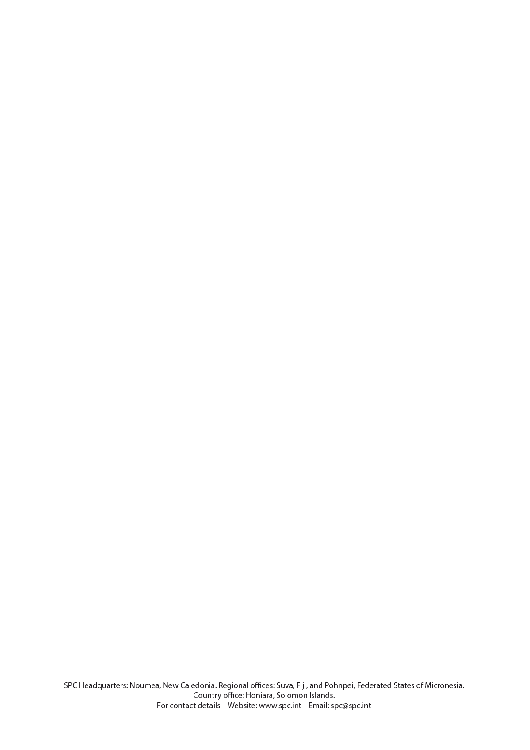SPC Headquarters: Noumea, New Caledonia. Regional offices: Suva, Fiji, and Pohnpei, Federated States of Micronesia.
Country office: Honiara, Solomon Islands.
For contact details – Website: www.spc.int    Email: spc@spc.int